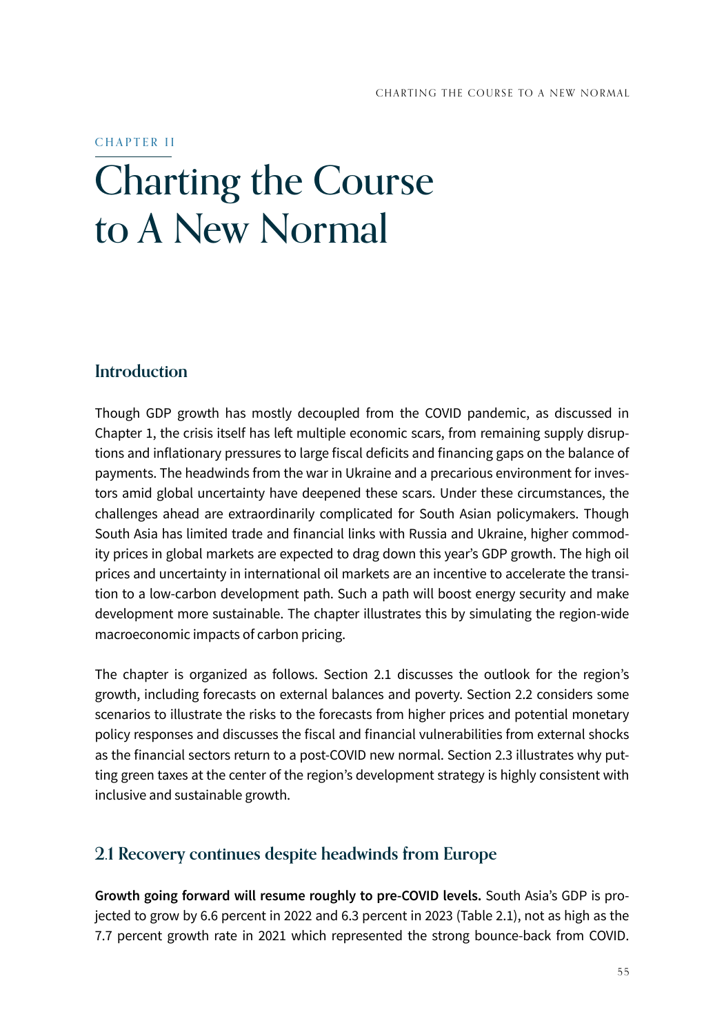CHAPTER II

# Charting the Course to A New Normal

## Introduction

Though GDP growth has mostly decoupled from the COVID pandemic, as discussed in Chapter 1, the crisis itself has left multiple economic scars, from remaining supply disruptions and inflationary pressures to large fiscal deficits and financing gaps on the balance of payments. The headwinds from the war in Ukraine and a precarious environment for investors amid global uncertainty have deepened these scars. Under these circumstances, the challenges ahead are extraordinarily complicated for South Asian policymakers. Though South Asia has limited trade and financial links with Russia and Ukraine, higher commodity prices in global markets are expected to drag down this year's GDP growth. The high oil prices and uncertainty in international oil markets are an incentive to accelerate the transition to a low-carbon development path. Such a path will boost energy security and make development more sustainable. The chapter illustrates this by simulating the region-wide macroeconomic impacts of carbon pricing.

The chapter is organized as follows. Section 2.1 discusses the outlook for the region's growth, including forecasts on external balances and poverty. Section 2.2 considers some scenarios to illustrate the risks to the forecasts from higher prices and potential monetary policy responses and discusses the fiscal and financial vulnerabilities from external shocks as the financial sectors return to a post-COVID new normal. Section 2.3 illustrates why putting green taxes at the center of the region's development strategy is highly consistent with inclusive and sustainable growth.

## 2.1 Recovery continues despite headwinds from Europe

**Growth going forward will resume roughly to pre-COVID levels.** South Asia's GDP is projected to grow by 6.6 percent in 2022 and 6.3 percent in 2023 (Table 2.1), not as high as the 7.7 percent growth rate in 2021 which represented the strong bounce-back from COVID.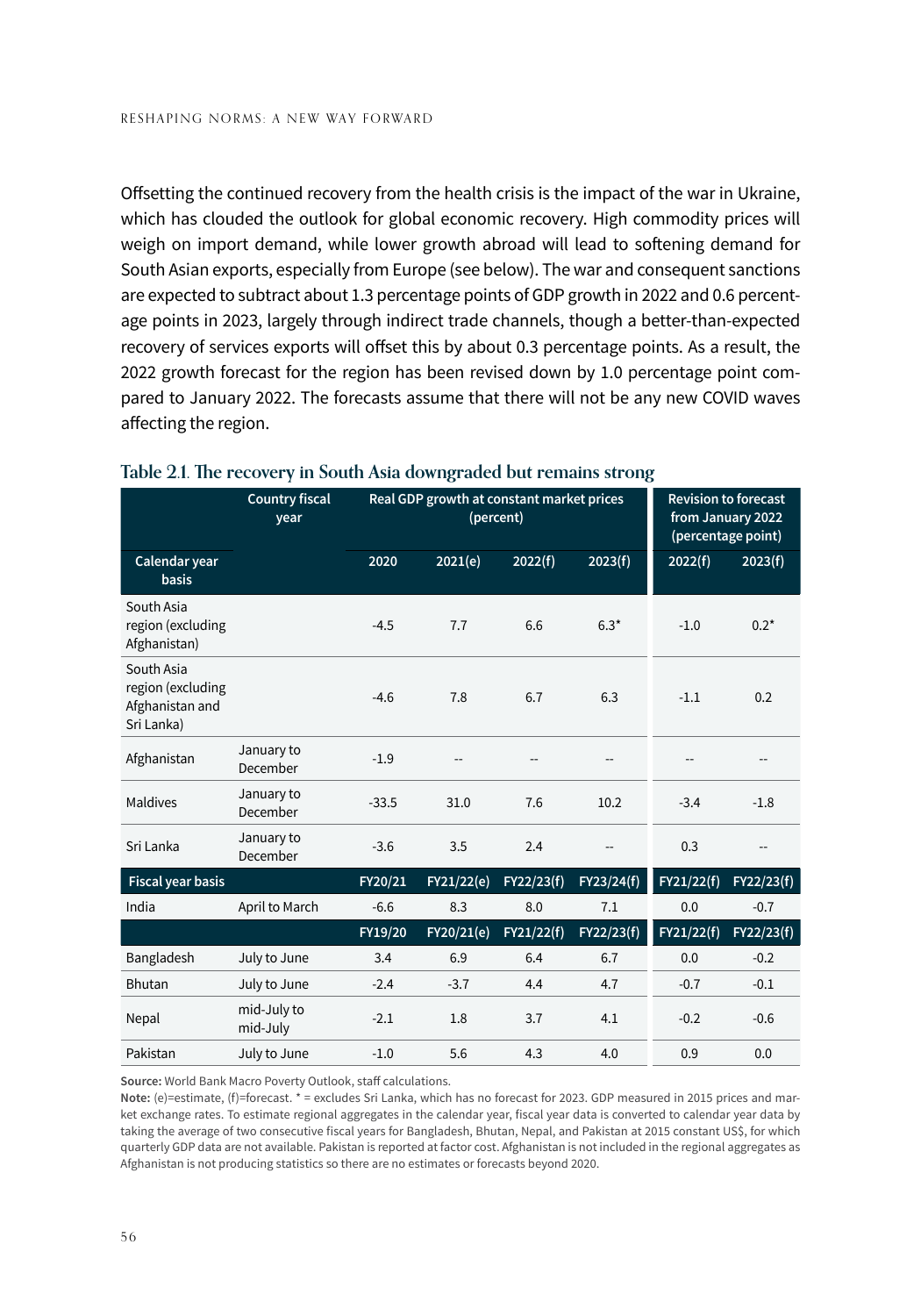Offsetting the continued recovery from the health crisis is the impact of the war in Ukraine, which has clouded the outlook for global economic recovery. High commodity prices will weigh on import demand, while lower growth abroad will lead to softening demand for South Asian exports, especially from Europe (see below). The war and consequent sanctions are expected to subtract about 1.3 percentage points of GDP growth in 2022 and 0.6 percentage points in 2023, largely through indirect trade channels, though a better-than-expected recovery of services exports will offset this by about 0.3 percentage points. As a result, the 2022 growth forecast for the region has been revised down by 1.0 percentage point compared to January 2022. The forecasts assume that there will not be any new COVID waves affecting the region.

**Table 2.1. The recovery in South Asia downgraded but remains strong**

| | Country fiscal year | Real GDP growth at constant market prices (percent) | | | | Revision to forecast from January 2022 (percentage point) | |
|---|---|---|---|---|---|---|---|
| **Calendar year basis** | | 2020 | 2021(e) | 2022(f) | 2023(f) | 2022(f) | 2023(f) |
| South Asia region (excluding Afghanistan) | | -4.5 | 7.7 | 6.6 | 6.3* | -1.0 | 0.2* |
| South Asia region (excluding Afghanistan and Sri Lanka) | | -4.6 | 7.8 | 6.7 | 6.3 | -1.1 | 0.2 |
| Afghanistan | January to December | -1.9 | -- | -- | -- | -- | -- |
| Maldives | January to December | -33.5 | 31.0 | 7.6 | 10.2 | -3.4 | -1.8 |
| Sri Lanka | January to December | -3.6 | 3.5 | 2.4 | -- | 0.3 | -- |
| **Fiscal year basis** | | FY20/21 | FY21/22(e) | FY22/23(f) | FY23/24(f) | FY21/22(f) | FY22/23(f) |
| India | April to March | -6.6 | 8.3 | 8.0 | 7.1 | 0.0 | -0.7 |
| | | FY19/20 | FY20/21(e) | FY21/22(f) | FY22/23(f) | FY21/22(f) | FY22/23(f) |
| Bangladesh | July to June | 3.4 | 6.9 | 6.4 | 6.7 | 0.0 | -0.2 |
| Bhutan | July to June | -2.4 | -3.7 | 4.4 | 4.7 | -0.7 | -0.1 |
| Nepal | mid-July to mid-July | -2.1 | 1.8 | 3.7 | 4.1 | -0.2 | -0.6 |
| Pakistan | July to June | -1.0 | 5.6 | 4.3 | 4.0 | 0.9 | 0.0 |

**Source:** World Bank Macro Poverty Outlook, staff calculations.
**Note:** (e)=estimate, (f)=forecast. * = excludes Sri Lanka, which has no forecast for 2023. GDP measured in 2015 prices and market exchange rates. To estimate regional aggregates in the calendar year, fiscal year data is converted to calendar year data by taking the average of two consecutive fiscal years for Bangladesh, Bhutan, Nepal, and Pakistan at 2015 constant US$, for which quarterly GDP data are not available. Pakistan is reported at factor cost. Afghanistan is not included in the regional aggregates as Afghanistan is not producing statistics so there are no estimates or forecasts beyond 2020.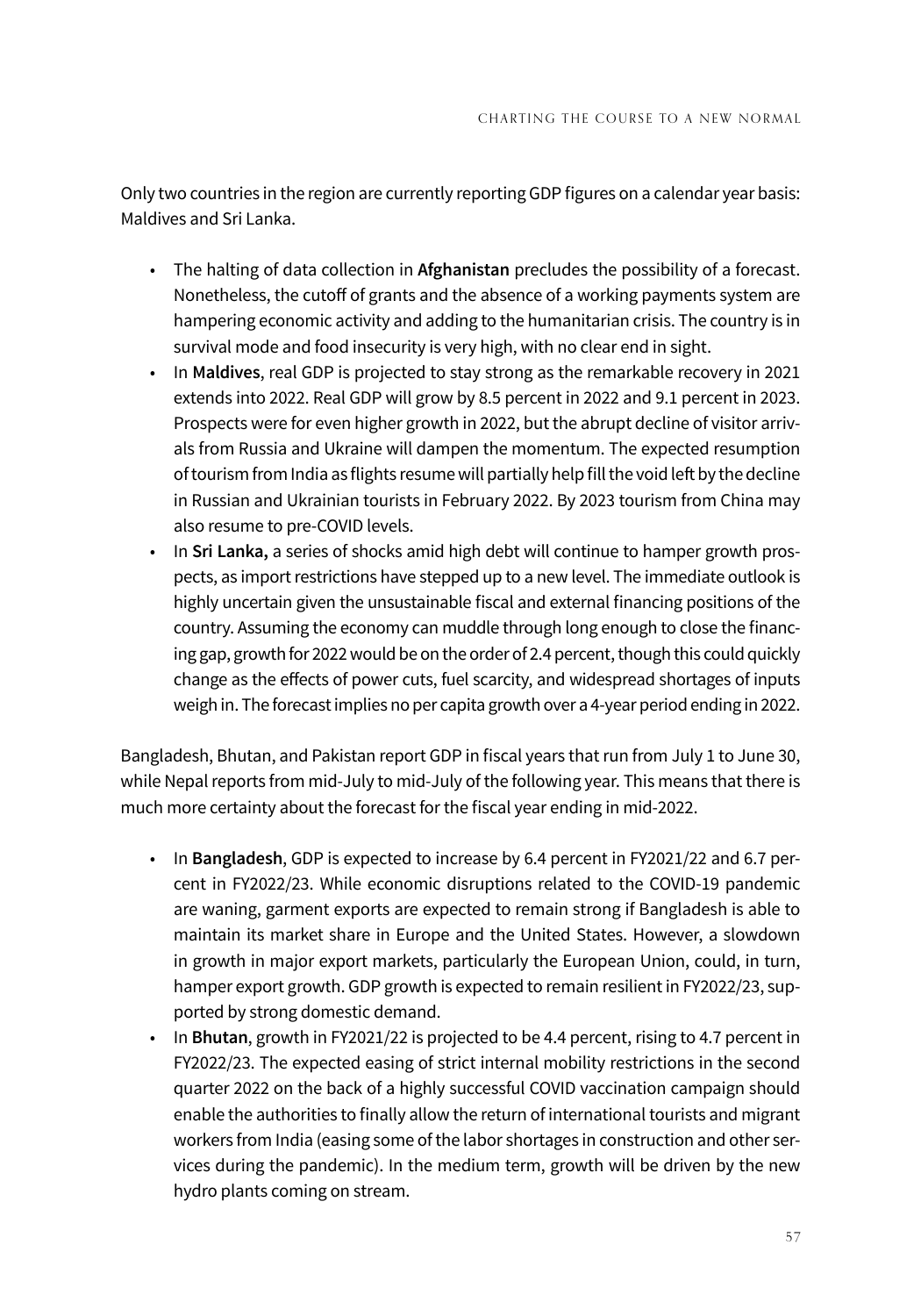Only two countries in the region are currently reporting GDP figures on a calendar year basis: Maldives and Sri Lanka.

- The halting of data collection in **Afghanistan** precludes the possibility of a forecast. Nonetheless, the cutoff of grants and the absence of a working payments system are hampering economic activity and adding to the humanitarian crisis. The country is in survival mode and food insecurity is very high, with no clear end in sight.
- In **Maldives**, real GDP is projected to stay strong as the remarkable recovery in 2021 extends into 2022. Real GDP will grow by 8.5 percent in 2022 and 9.1 percent in 2023. Prospects were for even higher growth in 2022, but the abrupt decline of visitor arrivals from Russia and Ukraine will dampen the momentum. The expected resumption of tourism from India as flights resume will partially help fill the void left by the decline in Russian and Ukrainian tourists in February 2022. By 2023 tourism from China may also resume to pre-COVID levels.
- In **Sri Lanka,** a series of shocks amid high debt will continue to hamper growth prospects, as import restrictions have stepped up to a new level. The immediate outlook is highly uncertain given the unsustainable fiscal and external financing positions of the country. Assuming the economy can muddle through long enough to close the financing gap, growth for 2022 would be on the order of 2.4 percent, though this could quickly change as the effects of power cuts, fuel scarcity, and widespread shortages of inputs weigh in. The forecast implies no per capita growth over a 4-year period ending in 2022.

Bangladesh, Bhutan, and Pakistan report GDP in fiscal years that run from July 1 to June 30, while Nepal reports from mid-July to mid-July of the following year. This means that there is much more certainty about the forecast for the fiscal year ending in mid-2022.

- In **Bangladesh**, GDP is expected to increase by 6.4 percent in FY2021/22 and 6.7 percent in FY2022/23. While economic disruptions related to the COVID-19 pandemic are waning, garment exports are expected to remain strong if Bangladesh is able to maintain its market share in Europe and the United States. However, a slowdown in growth in major export markets, particularly the European Union, could, in turn, hamper export growth. GDP growth is expected to remain resilient in FY2022/23, supported by strong domestic demand.
- In **Bhutan**, growth in FY2021/22 is projected to be 4.4 percent, rising to 4.7 percent in FY2022/23. The expected easing of strict internal mobility restrictions in the second quarter 2022 on the back of a highly successful COVID vaccination campaign should enable the authorities to finally allow the return of international tourists and migrant workers from India (easing some of the labor shortages in construction and other services during the pandemic). In the medium term, growth will be driven by the new hydro plants coming on stream.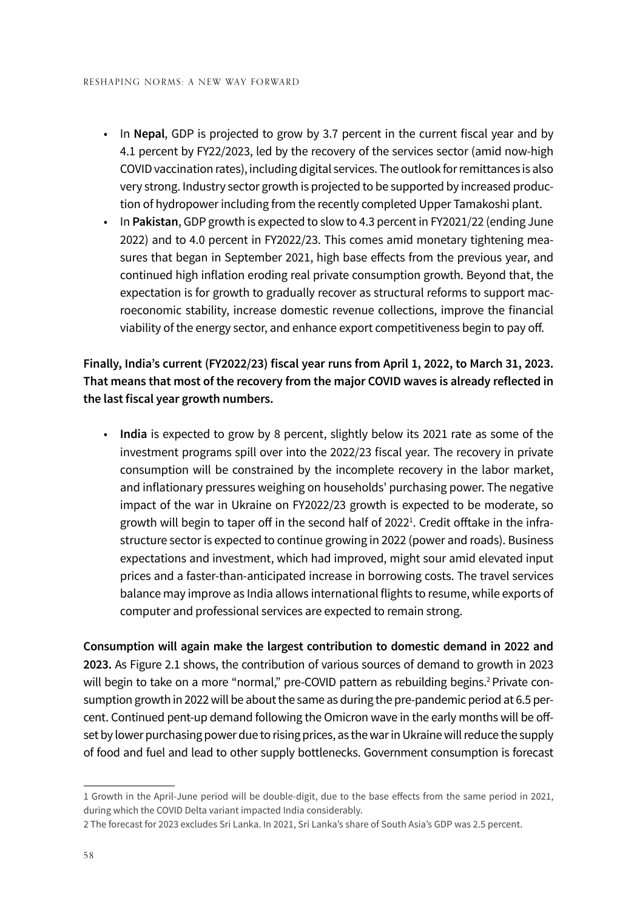- In **Nepal**, GDP is projected to grow by 3.7 percent in the current fiscal year and by 4.1 percent by FY22/2023, led by the recovery of the services sector (amid now-high COVID vaccination rates), including digital services. The outlook for remittances is also very strong. Industry sector growth is projected to be supported by increased production of hydropower including from the recently completed Upper Tamakoshi plant.
- In **Pakistan**, GDP growth is expected to slow to 4.3 percent in FY2021/22 (ending June 2022) and to 4.0 percent in FY2022/23. This comes amid monetary tightening measures that began in September 2021, high base effects from the previous year, and continued high inflation eroding real private consumption growth. Beyond that, the expectation is for growth to gradually recover as structural reforms to support macroeconomic stability, increase domestic revenue collections, improve the financial viability of the energy sector, and enhance export competitiveness begin to pay off.

**Finally, India's current (FY2022/23) fiscal year runs from April 1, 2022, to March 31, 2023. That means that most of the recovery from the major COVID waves is already reflected in the last fiscal year growth numbers.**

- **India** is expected to grow by 8 percent, slightly below its 2021 rate as some of the investment programs spill over into the 2022/23 fiscal year. The recovery in private consumption will be constrained by the incomplete recovery in the labor market, and inflationary pressures weighing on households' purchasing power. The negative impact of the war in Ukraine on FY2022/23 growth is expected to be moderate, so growth will begin to taper off in the second half of 2022[1]. Credit offtake in the infrastructure sector is expected to continue growing in 2022 (power and roads). Business expectations and investment, which had improved, might sour amid elevated input prices and a faster-than-anticipated increase in borrowing costs. The travel services balance may improve as India allows international flights to resume, while exports of computer and professional services are expected to remain strong.

**Consumption will again make the largest contribution to domestic demand in 2022 and 2023.** As Figure 2.1 shows, the contribution of various sources of demand to growth in 2023 will begin to take on a more "normal," pre-COVID pattern as rebuilding begins.[2] Private consumption growth in 2022 will be about the same as during the pre-pandemic period at 6.5 percent. Continued pent-up demand following the Omicron wave in the early months will be offset by lower purchasing power due to rising prices, as the war in Ukraine will reduce the supply of food and fuel and lead to other supply bottlenecks. Government consumption is forecast

---

1 Growth in the April-June period will be double-digit, due to the base effects from the same period in 2021, during which the COVID Delta variant impacted India considerably.

2 The forecast for 2023 excludes Sri Lanka. In 2021, Sri Lanka's share of South Asia's GDP was 2.5 percent.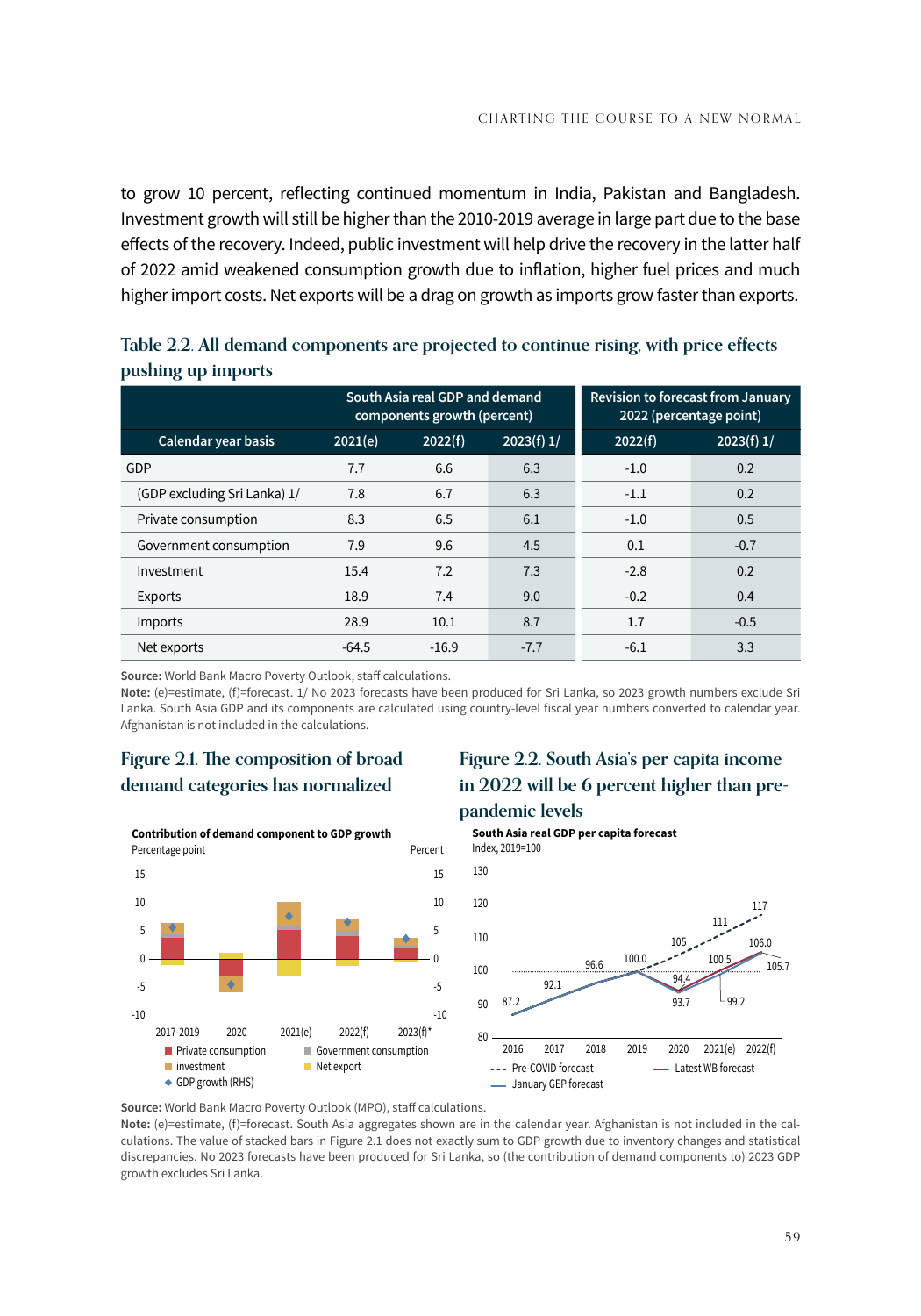to grow 10 percent, reflecting continued momentum in India, Pakistan and Bangladesh. Investment growth will still be higher than the 2010-2019 average in large part due to the base effects of the recovery. Indeed, public investment will help drive the recovery in the latter half of 2022 amid weakened consumption growth due to inflation, higher fuel prices and much higher import costs. Net exports will be a drag on growth as imports grow faster than exports.

### Table 2.2. All demand components are projected to continue rising, with price effects pushing up imports

| | South Asia real GDP and demand components growth (percent) | | | Revision to forecast from January 2022 (percentage point) | |
|---|---|---|---|---|---|
| Calendar year basis | 2021(e) | 2022(f) | 2023(f) 1/ | 2022(f) | 2023(f) 1/ |
| GDP | 7.7 | 6.6 | 6.3 | -1.0 | 0.2 |
| (GDP excluding Sri Lanka) 1/ | 7.8 | 6.7 | 6.3 | -1.1 | 0.2 |
| Private consumption | 8.3 | 6.5 | 6.1 | -1.0 | 0.5 |
| Government consumption | 7.9 | 9.6 | 4.5 | 0.1 | -0.7 |
| Investment | 15.4 | 7.2 | 7.3 | -2.8 | 0.2 |
| Exports | 18.9 | 7.4 | 9.0 | -0.2 | 0.4 |
| Imports | 28.9 | 10.1 | 8.7 | 1.7 | -0.5 |
| Net exports | -64.5 | -16.9 | -7.7 | -6.1 | 3.3 |

**Source:** World Bank Macro Poverty Outlook, staff calculations.
**Note:** (e)=estimate, (f)=forecast. 1/ No 2023 forecasts have been produced for Sri Lanka, so 2023 growth numbers exclude Sri Lanka. South Asia GDP and its components are calculated using country-level fiscal year numbers converted to calendar year. Afghanistan is not included in the calculations.

### Figure 2.1. The composition of broad demand categories has normalized

**Contribution of demand component to GDP growth**

Percentage point / Percent

2017-2019, 2020, 2021(e), 2022(f), 2023(f)*

Private consumption, Government consumption, investment, Net export, GDP growth (RHS)

### Figure 2.2. South Asia's per capita income in 2022 will be 6 percent higher than pre-pandemic levels

**South Asia real GDP per capita forecast**

Index, 2019=100

Pre-COVID forecast: 100.0 (2019), 105 (2020), 111 (2021(e)), 117 (2022(f))

January GEP forecast: 87.2 (2016), 92.1 (2017), 96.6 (2018), 100.0 (2019), 94.4 (2020), 100.5 (2021(e)), 106.0 (2022(f))

Latest WB forecast: 93.7 (2020), 99.2 (2021(e)), 105.7 (2022(f))

**Source:** World Bank Macro Poverty Outlook (MPO), staff calculations.
**Note:** (e)=estimate, (f)=forecast. South Asia aggregates shown are in the calendar year. Afghanistan is not included in the calculations. The value of stacked bars in Figure 2.1 does not exactly sum to GDP growth due to inventory changes and statistical discrepancies. No 2023 forecasts have been produced for Sri Lanka, so (the contribution of demand components to) 2023 GDP growth excludes Sri Lanka.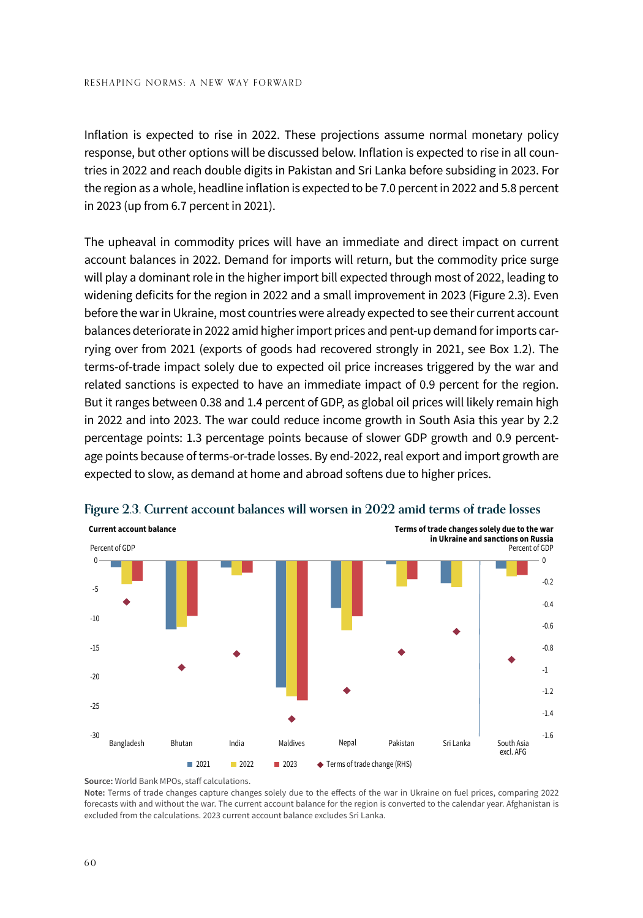Inflation is expected to rise in 2022. These projections assume normal monetary policy response, but other options will be discussed below. Inflation is expected to rise in all countries in 2022 and reach double digits in Pakistan and Sri Lanka before subsiding in 2023. For the region as a whole, headline inflation is expected to be 7.0 percent in 2022 and 5.8 percent in 2023 (up from 6.7 percent in 2021).

The upheaval in commodity prices will have an immediate and direct impact on current account balances in 2022. Demand for imports will return, but the commodity price surge will play a dominant role in the higher import bill expected through most of 2022, leading to widening deficits for the region in 2022 and a small improvement in 2023 (Figure 2.3). Even before the war in Ukraine, most countries were already expected to see their current account balances deteriorate in 2022 amid higher import prices and pent-up demand for imports carrying over from 2021 (exports of goods had recovered strongly in 2021, see Box 1.2). The terms-of-trade impact solely due to expected oil price increases triggered by the war and related sanctions is expected to have an immediate impact of 0.9 percent for the region. But it ranges between 0.38 and 1.4 percent of GDP, as global oil prices will likely remain high in 2022 and into 2023. The war could reduce income growth in South Asia this year by 2.2 percentage points: 1.3 percentage points because of slower GDP growth and 0.9 percentage points because of terms-or-trade losses. By end-2022, real export and import growth are expected to slow, as demand at home and abroad softens due to higher prices.

**Figure 2.3. Current account balances will worsen in 2022 amid terms of trade losses**

**Source:** World Bank MPOs, staff calculations.

**Note:** Terms of trade changes capture changes solely due to the effects of the war in Ukraine on fuel prices, comparing 2022 forecasts with and without the war. The current account balance for the region is converted to the calendar year. Afghanistan is excluded from the calculations. 2023 current account balance excludes Sri Lanka.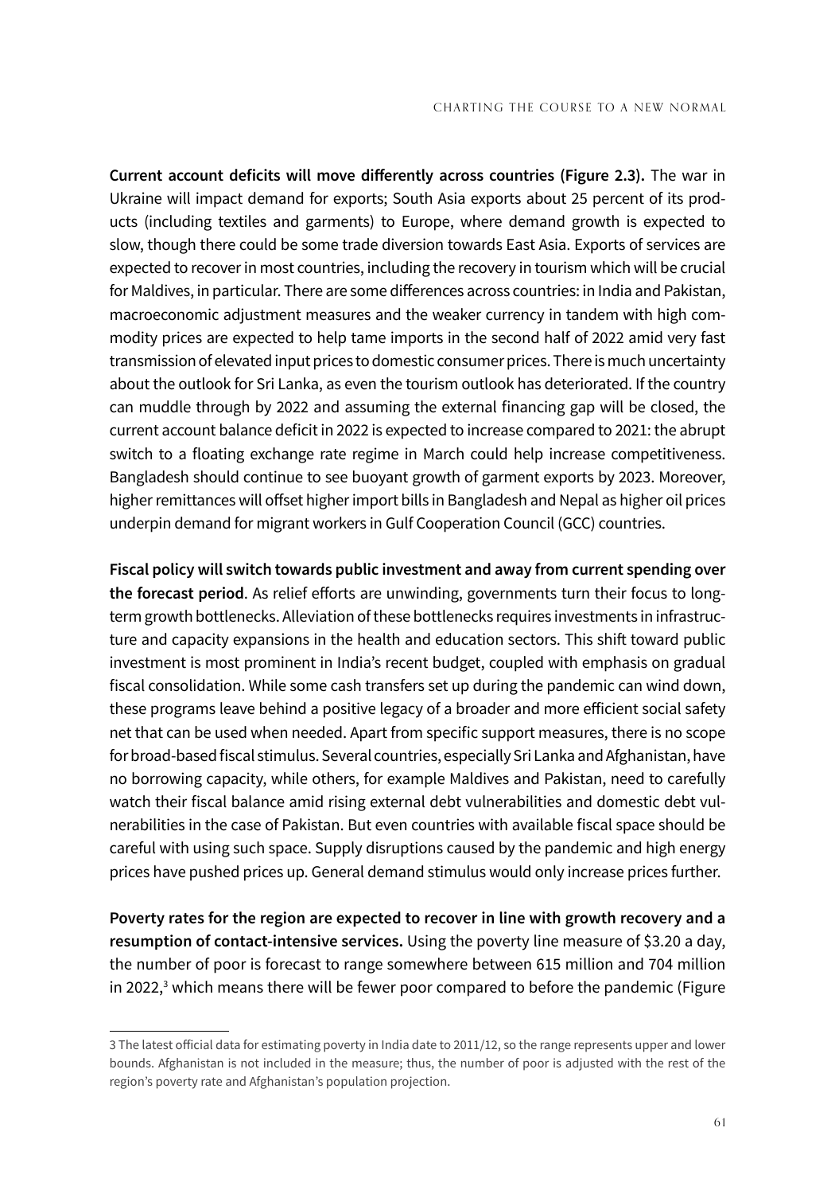**Current account deficits will move differently across countries (Figure 2.3).** The war in Ukraine will impact demand for exports; South Asia exports about 25 percent of its products (including textiles and garments) to Europe, where demand growth is expected to slow, though there could be some trade diversion towards East Asia. Exports of services are expected to recover in most countries, including the recovery in tourism which will be crucial for Maldives, in particular. There are some differences across countries: in India and Pakistan, macroeconomic adjustment measures and the weaker currency in tandem with high commodity prices are expected to help tame imports in the second half of 2022 amid very fast transmission of elevated input prices to domestic consumer prices. There is much uncertainty about the outlook for Sri Lanka, as even the tourism outlook has deteriorated. If the country can muddle through by 2022 and assuming the external financing gap will be closed, the current account balance deficit in 2022 is expected to increase compared to 2021: the abrupt switch to a floating exchange rate regime in March could help increase competitiveness. Bangladesh should continue to see buoyant growth of garment exports by 2023. Moreover, higher remittances will offset higher import bills in Bangladesh and Nepal as higher oil prices underpin demand for migrant workers in Gulf Cooperation Council (GCC) countries.

**Fiscal policy will switch towards public investment and away from current spending over the forecast period**. As relief efforts are unwinding, governments turn their focus to long-term growth bottlenecks. Alleviation of these bottlenecks requires investments in infrastructure and capacity expansions in the health and education sectors. This shift toward public investment is most prominent in India's recent budget, coupled with emphasis on gradual fiscal consolidation. While some cash transfers set up during the pandemic can wind down, these programs leave behind a positive legacy of a broader and more efficient social safety net that can be used when needed. Apart from specific support measures, there is no scope for broad-based fiscal stimulus. Several countries, especially Sri Lanka and Afghanistan, have no borrowing capacity, while others, for example Maldives and Pakistan, need to carefully watch their fiscal balance amid rising external debt vulnerabilities and domestic debt vulnerabilities in the case of Pakistan. But even countries with available fiscal space should be careful with using such space. Supply disruptions caused by the pandemic and high energy prices have pushed prices up. General demand stimulus would only increase prices further.

**Poverty rates for the region are expected to recover in line with growth recovery and a resumption of contact-intensive services.** Using the poverty line measure of \$3.20 a day, the number of poor is forecast to range somewhere between 615 million and 704 million in 2022,[3] which means there will be fewer poor compared to before the pandemic (Figure

---

3 The latest official data for estimating poverty in India date to 2011/12, so the range represents upper and lower bounds. Afghanistan is not included in the measure; thus, the number of poor is adjusted with the rest of the region's poverty rate and Afghanistan's population projection.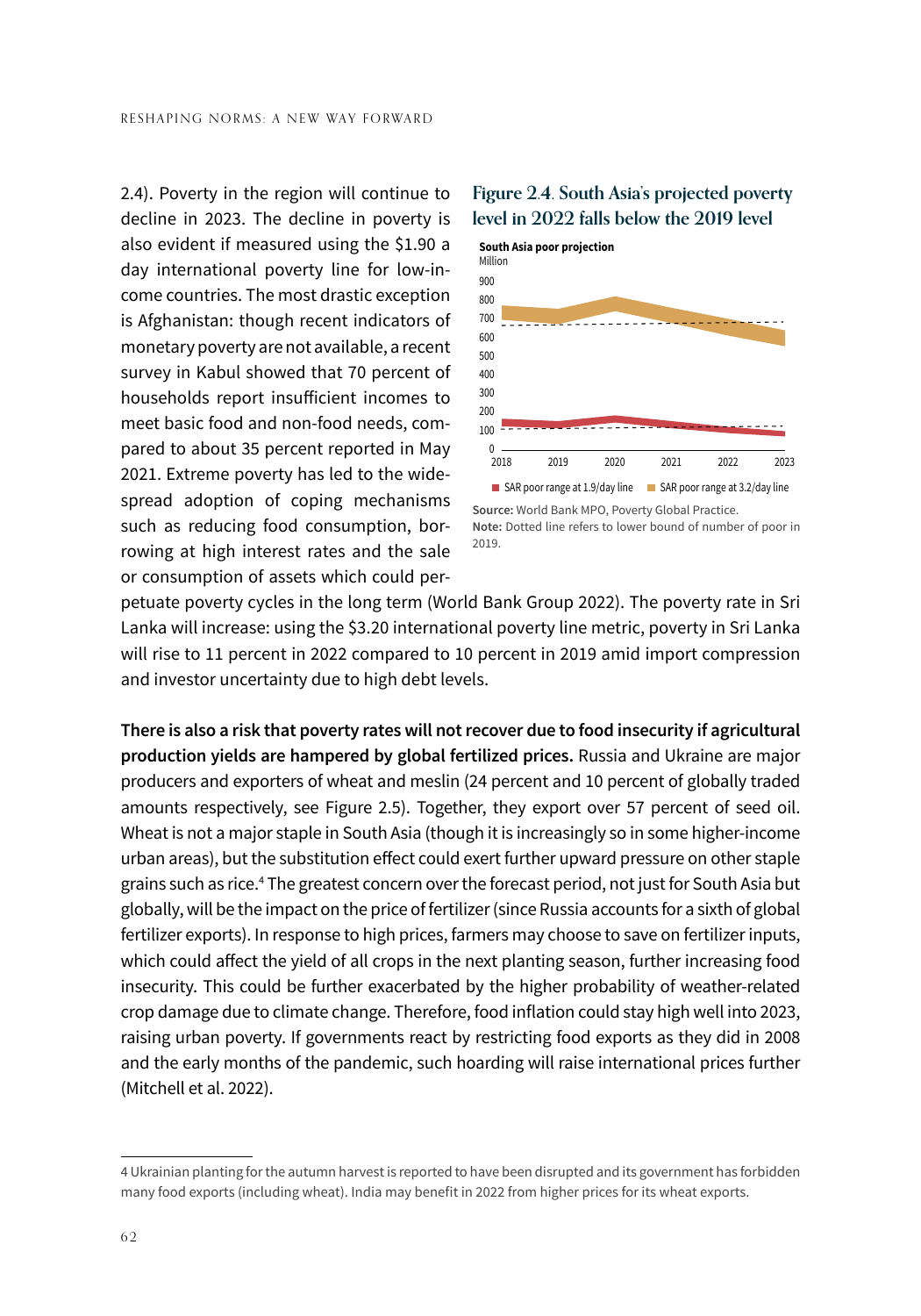2.4). Poverty in the region will continue to decline in 2023. The decline in poverty is also evident if measured using the $1.90 a day international poverty line for low-income countries. The most drastic exception is Afghanistan: though recent indicators of monetary poverty are not available, a recent survey in Kabul showed that 70 percent of households report insufficient incomes to meet basic food and non-food needs, compared to about 35 percent reported in May 2021. Extreme poverty has led to the widespread adoption of coping mechanisms such as reducing food consumption, borrowing at high interest rates and the sale or consumption of assets which could perpetuate poverty cycles in the long term (World Bank Group 2022). The poverty rate in Sri Lanka will increase: using the $3.20 international poverty line metric, poverty in Sri Lanka will rise to 11 percent in 2022 compared to 10 percent in 2019 amid import compression and investor uncertainty due to high debt levels.

**Figure 2.4. South Asia's projected poverty level in 2022 falls below the 2019 level**

South Asia poor projection

Million

SAR poor range at 1.9/day line | SAR poor range at 3.2/day line

**Source:** World Bank MPO, Poverty Global Practice.
**Note:** Dotted line refers to lower bound of number of poor in 2019.

**There is also a risk that poverty rates will not recover due to food insecurity if agricultural production yields are hampered by global fertilized prices.** Russia and Ukraine are major producers and exporters of wheat and meslin (24 percent and 10 percent of globally traded amounts respectively, see Figure 2.5). Together, they export over 57 percent of seed oil. Wheat is not a major staple in South Asia (though it is increasingly so in some higher-income urban areas), but the substitution effect could exert further upward pressure on other staple grains such as rice.[4] The greatest concern over the forecast period, not just for South Asia but globally, will be the impact on the price of fertilizer (since Russia accounts for a sixth of global fertilizer exports). In response to high prices, farmers may choose to save on fertilizer inputs, which could affect the yield of all crops in the next planting season, further increasing food insecurity. This could be further exacerbated by the higher probability of weather-related crop damage due to climate change. Therefore, food inflation could stay high well into 2023, raising urban poverty. If governments react by restricting food exports as they did in 2008 and the early months of the pandemic, such hoarding will raise international prices further (Mitchell et al. 2022).

---

4 Ukrainian planting for the autumn harvest is reported to have been disrupted and its government has forbidden many food exports (including wheat). India may benefit in 2022 from higher prices for its wheat exports.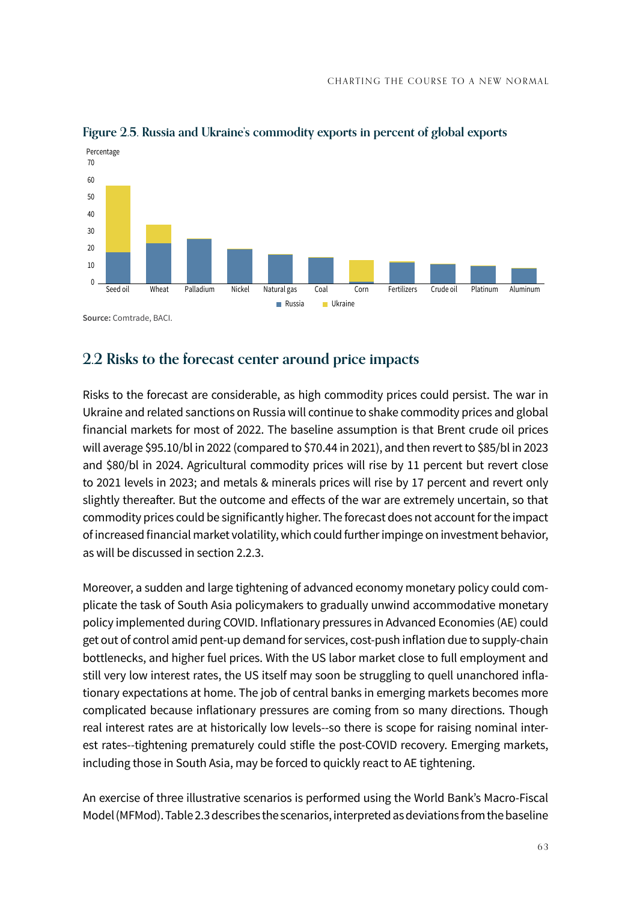**Figure 2.5. Russia and Ukraine's commodity exports in percent of global exports**

Source: Comtrade, BACI.

## 2.2 Risks to the forecast center around price impacts

Risks to the forecast are considerable, as high commodity prices could persist. The war in Ukraine and related sanctions on Russia will continue to shake commodity prices and global financial markets for most of 2022. The baseline assumption is that Brent crude oil prices will average $95.10/bl in 2022 (compared to $70.44 in 2021), and then revert to $85/bl in 2023 and $80/bl in 2024. Agricultural commodity prices will rise by 11 percent but revert close to 2021 levels in 2023; and metals & minerals prices will rise by 17 percent and revert only slightly thereafter. But the outcome and effects of the war are extremely uncertain, so that commodity prices could be significantly higher. The forecast does not account for the impact of increased financial market volatility, which could further impinge on investment behavior, as will be discussed in section 2.2.3.

Moreover, a sudden and large tightening of advanced economy monetary policy could complicate the task of South Asia policymakers to gradually unwind accommodative monetary policy implemented during COVID. Inflationary pressures in Advanced Economies (AE) could get out of control amid pent-up demand for services, cost-push inflation due to supply-chain bottlenecks, and higher fuel prices. With the US labor market close to full employment and still very low interest rates, the US itself may soon be struggling to quell unanchored inflationary expectations at home. The job of central banks in emerging markets becomes more complicated because inflationary pressures are coming from so many directions. Though real interest rates are at historically low levels--so there is scope for raising nominal interest rates--tightening prematurely could stifle the post-COVID recovery. Emerging markets, including those in South Asia, may be forced to quickly react to AE tightening.

An exercise of three illustrative scenarios is performed using the World Bank's Macro-Fiscal Model (MFMod). Table 2.3 describes the scenarios, interpreted as deviations from the baseline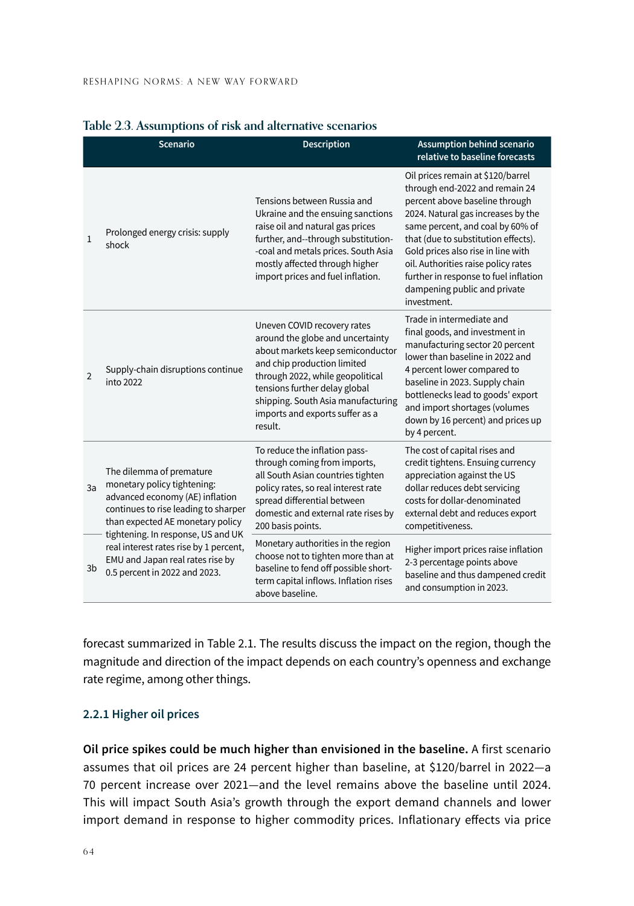**Table 2.3. Assumptions of risk and alternative scenarios**

| | Scenario | Description | Assumption behind scenario relative to baseline forecasts |
|---|---|---|---|
| 1 | Prolonged energy crisis: supply shock | Tensions between Russia and Ukraine and the ensuing sanctions raise oil and natural gas prices further, and--through substitution--coal and metals prices. South Asia mostly affected through higher import prices and fuel inflation. | Oil prices remain at $120/barrel through end-2022 and remain 24 percent above baseline through 2024. Natural gas increases by the same percent, and coal by 60% of that (due to substitution effects). Gold prices also rise in line with oil. Authorities raise policy rates further in response to fuel inflation dampening public and private investment. |
| 2 | Supply-chain disruptions continue into 2022 | Uneven COVID recovery rates around the globe and uncertainty about markets keep semiconductor and chip production limited through 2022, while geopolitical tensions further delay global shipping. South Asia manufacturing imports and exports suffer as a result. | Trade in intermediate and final goods, and investment in manufacturing sector 20 percent lower than baseline in 2022 and 4 percent lower compared to baseline in 2023. Supply chain bottlenecks lead to goods' export and import shortages (volumes down by 16 percent) and prices up by 4 percent. |
| 3a | The dilemma of premature monetary policy tightening: advanced economy (AE) inflation continues to rise leading to sharper than expected AE monetary policy tightening. In response, US and UK real interest rates rise by 1 percent, EMU and Japan real rates rise by 0.5 percent in 2022 and 2023. | To reduce the inflation pass-through coming from imports, all South Asian countries tighten policy rates, so real interest rate spread differential between domestic and external rate rises by 200 basis points. | The cost of capital rises and credit tightens. Ensuing currency appreciation against the US dollar reduces debt servicing costs for dollar-denominated external debt and reduces export competitiveness. |
| 3b | | Monetary authorities in the region choose not to tighten more than at baseline to fend off possible short-term capital inflows. Inflation rises above baseline. | Higher import prices raise inflation 2-3 percentage points above baseline and thus dampened credit and consumption in 2023. |

forecast summarized in Table 2.1. The results discuss the impact on the region, though the magnitude and direction of the impact depends on each country's openness and exchange rate regime, among other things.

### 2.2.1 Higher oil prices

**Oil price spikes could be much higher than envisioned in the baseline.** A first scenario assumes that oil prices are 24 percent higher than baseline, at $120/barrel in 2022—a 70 percent increase over 2021—and the level remains above the baseline until 2024. This will impact South Asia's growth through the export demand channels and lower import demand in response to higher commodity prices. Inflationary effects via price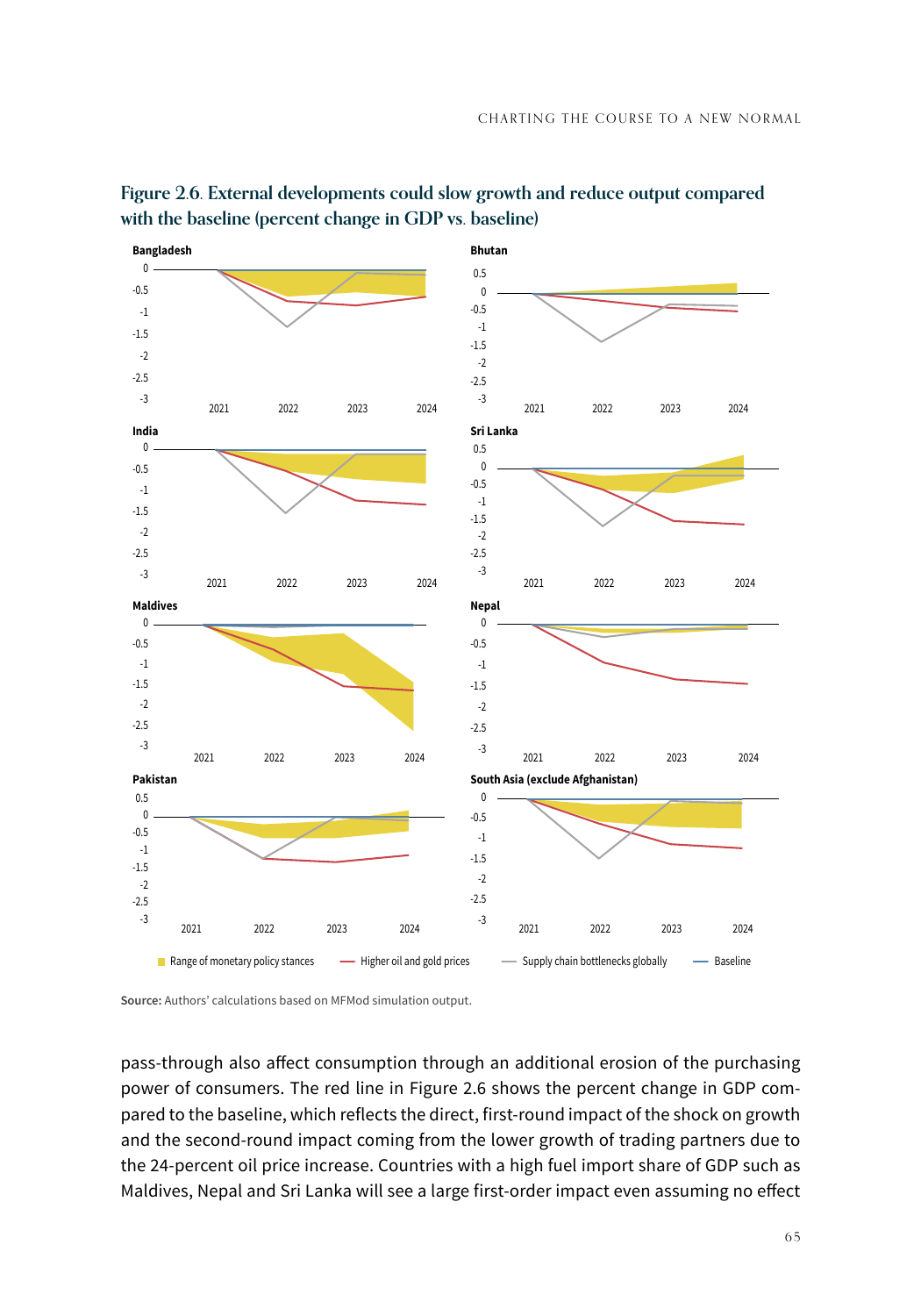**Figure 2.6. External developments could slow growth and reduce output compared with the baseline (percent change in GDP vs. baseline)**

**Source:** Authors' calculations based on MFMod simulation output.

pass-through also affect consumption through an additional erosion of the purchasing power of consumers. The red line in Figure 2.6 shows the percent change in GDP compared to the baseline, which reflects the direct, first-round impact of the shock on growth and the second-round impact coming from the lower growth of trading partners due to the 24-percent oil price increase. Countries with a high fuel import share of GDP such as Maldives, Nepal and Sri Lanka will see a large first-order impact even assuming no effect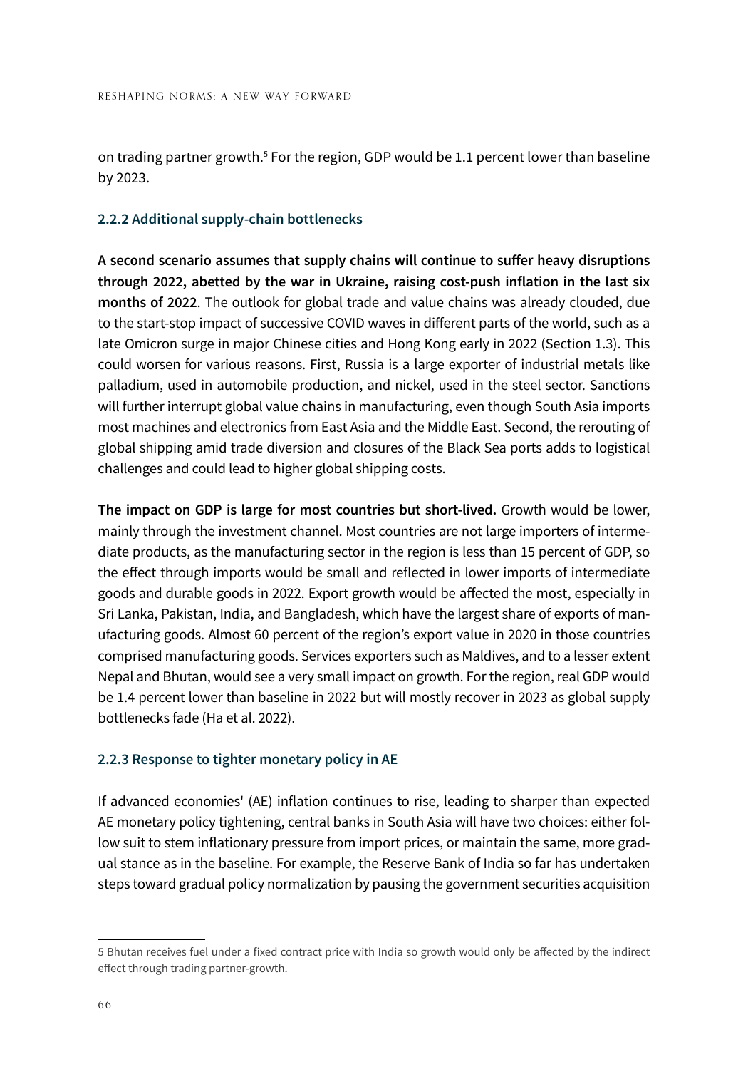on trading partner growth.[5] For the region, GDP would be 1.1 percent lower than baseline by 2023.

### 2.2.2 Additional supply-chain bottlenecks

**A second scenario assumes that supply chains will continue to suffer heavy disruptions through 2022, abetted by the war in Ukraine, raising cost-push inflation in the last six months of 2022**. The outlook for global trade and value chains was already clouded, due to the start-stop impact of successive COVID waves in different parts of the world, such as a late Omicron surge in major Chinese cities and Hong Kong early in 2022 (Section 1.3). This could worsen for various reasons. First, Russia is a large exporter of industrial metals like palladium, used in automobile production, and nickel, used in the steel sector. Sanctions will further interrupt global value chains in manufacturing, even though South Asia imports most machines and electronics from East Asia and the Middle East. Second, the rerouting of global shipping amid trade diversion and closures of the Black Sea ports adds to logistical challenges and could lead to higher global shipping costs.

**The impact on GDP is large for most countries but short-lived.** Growth would be lower, mainly through the investment channel. Most countries are not large importers of intermediate products, as the manufacturing sector in the region is less than 15 percent of GDP, so the effect through imports would be small and reflected in lower imports of intermediate goods and durable goods in 2022. Export growth would be affected the most, especially in Sri Lanka, Pakistan, India, and Bangladesh, which have the largest share of exports of manufacturing goods. Almost 60 percent of the region's export value in 2020 in those countries comprised manufacturing goods. Services exporters such as Maldives, and to a lesser extent Nepal and Bhutan, would see a very small impact on growth. For the region, real GDP would be 1.4 percent lower than baseline in 2022 but will mostly recover in 2023 as global supply bottlenecks fade (Ha et al. 2022).

### 2.2.3 Response to tighter monetary policy in AE

If advanced economies' (AE) inflation continues to rise, leading to sharper than expected AE monetary policy tightening, central banks in South Asia will have two choices: either follow suit to stem inflationary pressure from import prices, or maintain the same, more gradual stance as in the baseline. For example, the Reserve Bank of India so far has undertaken steps toward gradual policy normalization by pausing the government securities acquisition

---

[5] Bhutan receives fuel under a fixed contract price with India so growth would only be affected by the indirect effect through trading partner-growth.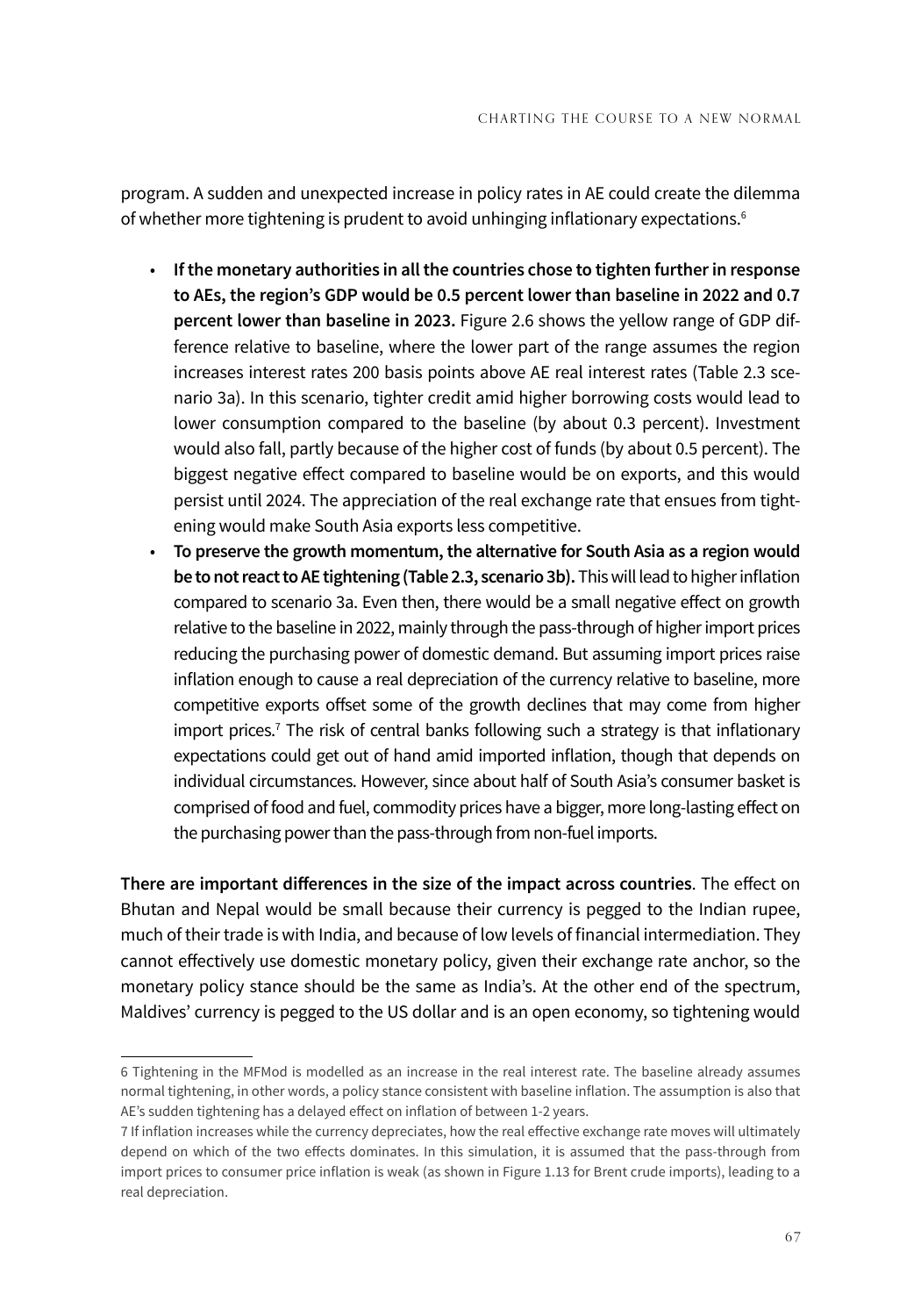program. A sudden and unexpected increase in policy rates in AE could create the dilemma of whether more tightening is prudent to avoid unhinging inflationary expectations.[6]

- **If the monetary authorities in all the countries chose to tighten further in response to AEs, the region's GDP would be 0.5 percent lower than baseline in 2022 and 0.7 percent lower than baseline in 2023.** Figure 2.6 shows the yellow range of GDP difference relative to baseline, where the lower part of the range assumes the region increases interest rates 200 basis points above AE real interest rates (Table 2.3 scenario 3a). In this scenario, tighter credit amid higher borrowing costs would lead to lower consumption compared to the baseline (by about 0.3 percent). Investment would also fall, partly because of the higher cost of funds (by about 0.5 percent). The biggest negative effect compared to baseline would be on exports, and this would persist until 2024. The appreciation of the real exchange rate that ensues from tightening would make South Asia exports less competitive.
- **To preserve the growth momentum, the alternative for South Asia as a region would be to not react to AE tightening (Table 2.3, scenario 3b).** This will lead to higher inflation compared to scenario 3a. Even then, there would be a small negative effect on growth relative to the baseline in 2022, mainly through the pass-through of higher import prices reducing the purchasing power of domestic demand. But assuming import prices raise inflation enough to cause a real depreciation of the currency relative to baseline, more competitive exports offset some of the growth declines that may come from higher import prices.[7] The risk of central banks following such a strategy is that inflationary expectations could get out of hand amid imported inflation, though that depends on individual circumstances. However, since about half of South Asia's consumer basket is comprised of food and fuel, commodity prices have a bigger, more long-lasting effect on the purchasing power than the pass-through from non-fuel imports.

**There are important differences in the size of the impact across countries**. The effect on Bhutan and Nepal would be small because their currency is pegged to the Indian rupee, much of their trade is with India, and because of low levels of financial intermediation. They cannot effectively use domestic monetary policy, given their exchange rate anchor, so the monetary policy stance should be the same as India's. At the other end of the spectrum, Maldives' currency is pegged to the US dollar and is an open economy, so tightening would

---

6 Tightening in the MFMod is modelled as an increase in the real interest rate. The baseline already assumes normal tightening, in other words, a policy stance consistent with baseline inflation. The assumption is also that AE's sudden tightening has a delayed effect on inflation of between 1-2 years.

7 If inflation increases while the currency depreciates, how the real effective exchange rate moves will ultimately depend on which of the two effects dominates. In this simulation, it is assumed that the pass-through from import prices to consumer price inflation is weak (as shown in Figure 1.13 for Brent crude imports), leading to a real depreciation.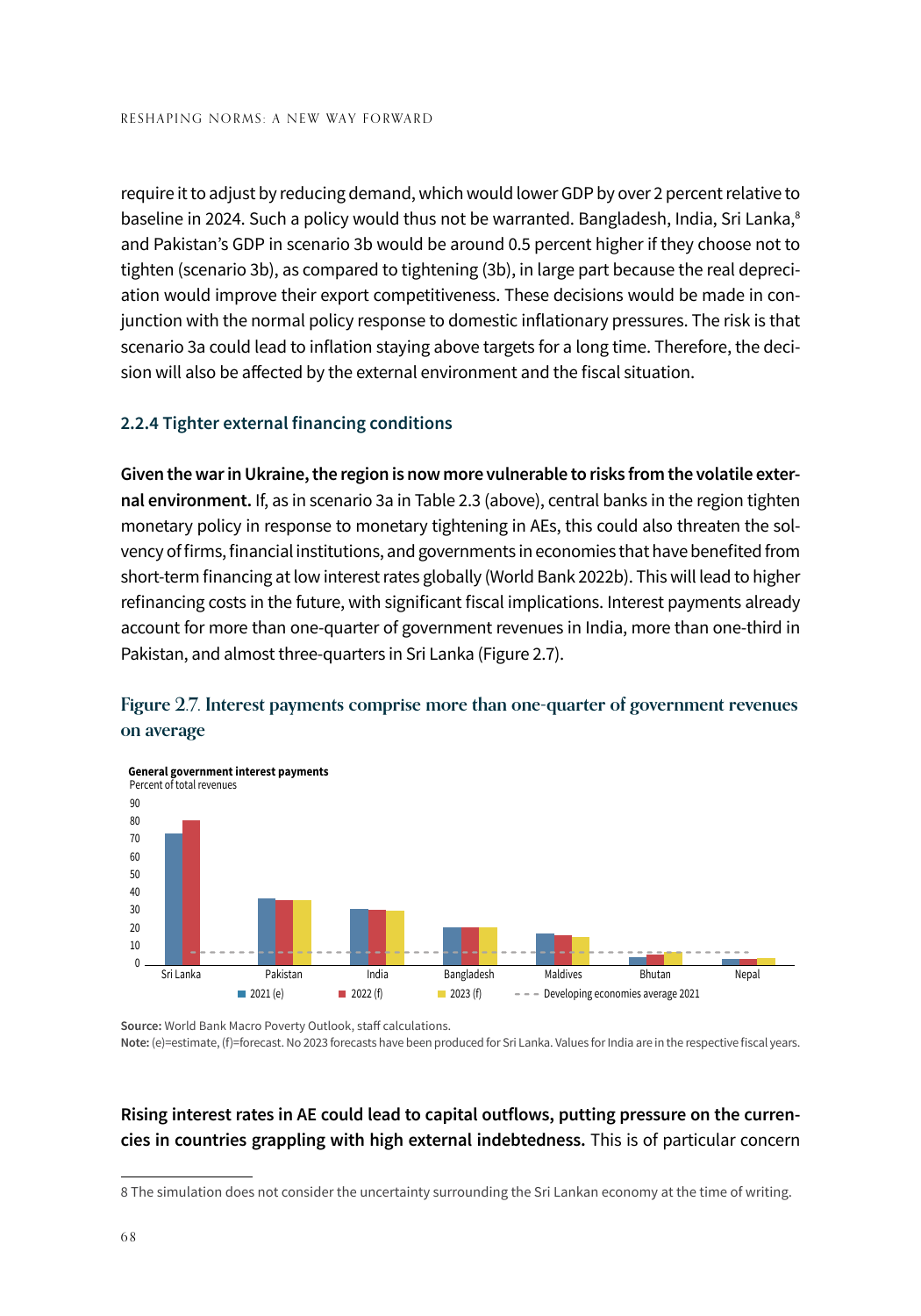require it to adjust by reducing demand, which would lower GDP by over 2 percent relative to baseline in 2024. Such a policy would thus not be warranted. Bangladesh, India, Sri Lanka,[8] and Pakistan's GDP in scenario 3b would be around 0.5 percent higher if they choose not to tighten (scenario 3b), as compared to tightening (3b), in large part because the real depreciation would improve their export competitiveness. These decisions would be made in conjunction with the normal policy response to domestic inflationary pressures. The risk is that scenario 3a could lead to inflation staying above targets for a long time. Therefore, the decision will also be affected by the external environment and the fiscal situation.

### 2.2.4 Tighter external financing conditions

**Given the war in Ukraine, the region is now more vulnerable to risks from the volatile external environment.** If, as in scenario 3a in Table 2.3 (above), central banks in the region tighten monetary policy in response to monetary tightening in AEs, this could also threaten the solvency of firms, financial institutions, and governments in economies that have benefited from short-term financing at low interest rates globally (World Bank 2022b). This will lead to higher refinancing costs in the future, with significant fiscal implications. Interest payments already account for more than one-quarter of government revenues in India, more than one-third in Pakistan, and almost three-quarters in Sri Lanka (Figure 2.7).

**Figure 2.7. Interest payments comprise more than one-quarter of government revenues on average**

**General government interest payments**
Percent of total revenues

**Source:** World Bank Macro Poverty Outlook, staff calculations.
**Note:** (e)=estimate, (f)=forecast. No 2023 forecasts have been produced for Sri Lanka. Values for India are in the respective fiscal years.

**Rising interest rates in AE could lead to capital outflows, putting pressure on the currencies in countries grappling with high external indebtedness.** This is of particular concern

8 The simulation does not consider the uncertainty surrounding the Sri Lankan economy at the time of writing.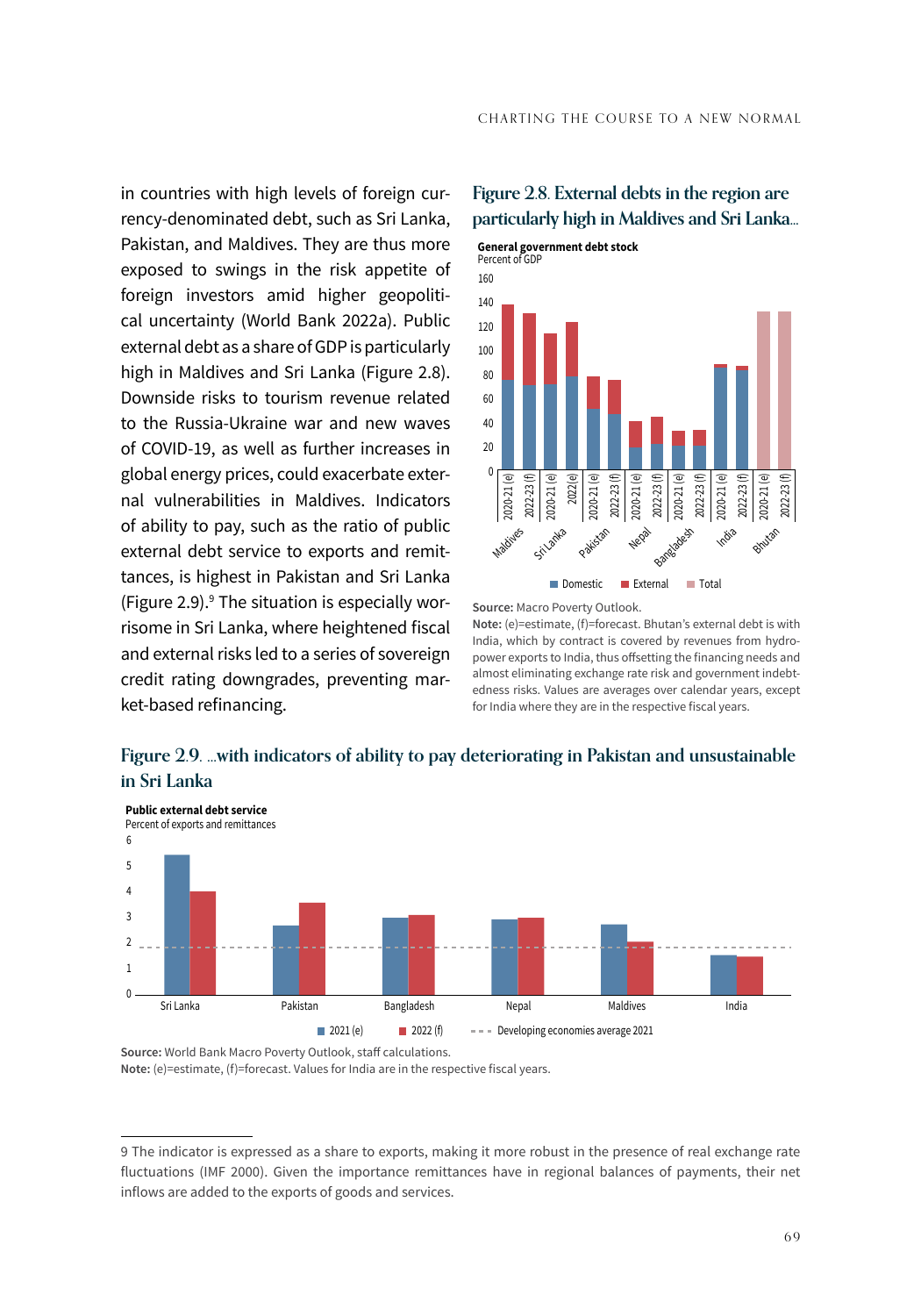in countries with high levels of foreign currency-denominated debt, such as Sri Lanka, Pakistan, and Maldives. They are thus more exposed to swings in the risk appetite of foreign investors amid higher geopolitical uncertainty (World Bank 2022a). Public external debt as a share of GDP is particularly high in Maldives and Sri Lanka (Figure 2.8). Downside risks to tourism related to the Russia-Ukraine war and new waves of COVID-19, as well as further increases in global energy prices, could exacerbate external vulnerabilities in Maldives. Indicators of ability to pay, such as the ratio of public external debt service to exports and remittances, is highest in Pakistan and Sri Lanka (Figure 2.9).[9] The situation is especially worrisome in Sri Lanka, where heightened fiscal and external risks led to a series of sovereign credit rating downgrades, preventing market-based refinancing.

**Figure 2.8. External debts in the region are particularly high in Maldives and Sri Lanka...**

**General government debt stock**
Percent of GDP

Source: Macro Poverty Outlook.
Note: (e)=estimate, (f)=forecast. Bhutan's external debt is with India, which by contract is covered by revenues from hydropower exports to India, thus offsetting the financing needs and almost eliminating exchange rate risk and government indebtedness risks. Values are averages over calendar years, except for India where they are in the respective fiscal years.

**Figure 2.9. ...with indicators of ability to pay deteriorating in Pakistan and unsustainable in Sri Lanka**

**Public external debt service**
Percent of exports and remittances

Source: World Bank Macro Poverty Outlook, staff calculations.
Note: (e)=estimate, (f)=forecast. Values for India are in the respective fiscal years.

---

9 The indicator is expressed as a share to exports, making it more robust in the presence of real exchange rate fluctuations (IMF 2000). Given the importance remittances have in regional balances of payments, their net inflows are added to the exports of goods and services.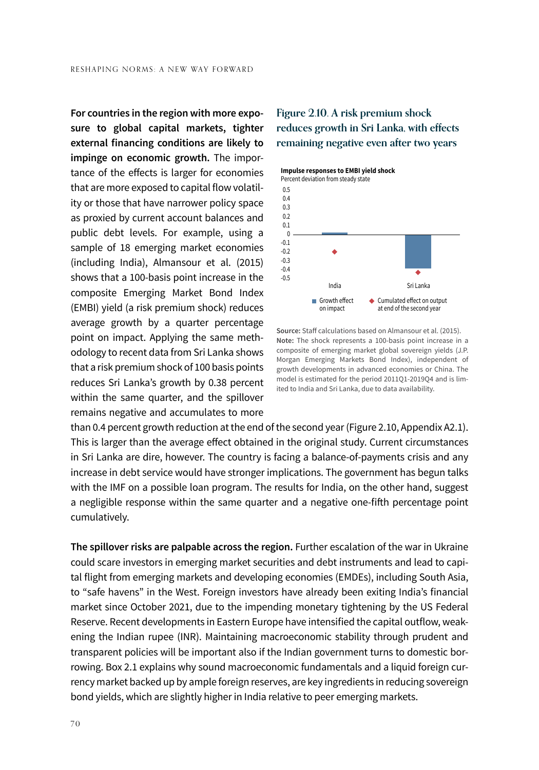**For countries in the region with more exposure to global capital markets, tighter external financing conditions are likely to impinge on economic growth.** The importance of the effects is larger for economies that are more exposed to capital flow volatility or those that have narrower policy space as proxied by current account balances and public debt levels. For example, using a sample of 18 emerging market economies (including India), Almansour et al. (2015) shows that a 100-basis point increase in the composite Emerging Market Bond Index (EMBI) yield (a risk premium shock) reduces average growth by a quarter percentage point on impact. Applying the same methodology to recent data from Sri Lanka shows that a risk premium shock of 100 basis points reduces Sri Lanka's growth by 0.38 percent within the same quarter, and the spillover remains negative and accumulates to more than 0.4 percent growth reduction at the end of the second year (Figure 2.10, Appendix A2.1). This is larger than the average effect obtained in the original study. Current circumstances in Sri Lanka are dire, however. The country is facing a balance-of-payments crisis and any increase in debt service would have stronger implications. The government has begun talks with the IMF on a possible loan program. The results for India, on the other hand, suggest a negligible response within the same quarter and a negative one-fifth percentage point cumulatively.

### Figure 2.10. A risk premium shock reduces growth in Sri Lanka, with effects remaining negative even after two years

**Impulse responses to EMBI yield shock**
Percent deviation from steady state

**Source:** Staff calculations based on Almansour et al. (2015).
**Note:** The shock represents a 100-basis point increase in a composite of emerging market global sovereign yields (J.P. Morgan Emerging Markets Bond Index), independent of growth developments in advanced economies or China. The model is estimated for the period 2011Q1-2019Q4 and is limited to India and Sri Lanka, due to data availability.

**The spillover risks are palpable across the region.** Further escalation of the war in Ukraine could scare investors in emerging market securities and debt instruments and lead to capital flight from emerging markets and developing economies (EMDEs), including South Asia, to "safe havens" in the West. Foreign investors have already been exiting India's financial market since October 2021, due to the impending monetary tightening by the US Federal Reserve. Recent developments in Eastern Europe have intensified the capital outflow, weakening the Indian rupee (INR). Maintaining macroeconomic stability through prudent and transparent policies will be important also if the Indian government turns to domestic borrowing. Box 2.1 explains why sound macroeconomic fundamentals and a liquid foreign currency market backed up by ample foreign reserves, are key ingredients in reducing sovereign bond yields, which are slightly higher in India relative to peer emerging markets.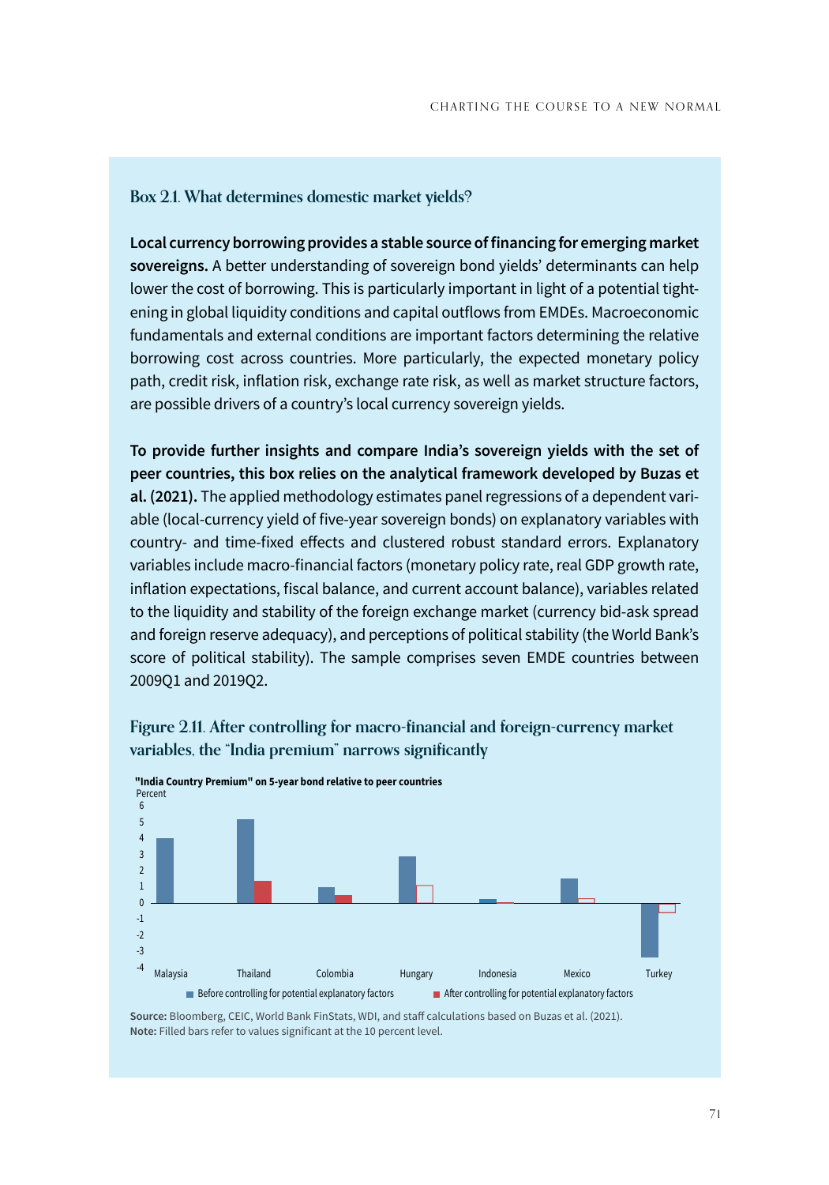## Box 2.1. What determines domestic market yields?

**Local currency borrowing provides a stable source of financing for emerging market sovereigns.** A better understanding of sovereign bond yields' determinants can help lower the cost of borrowing. This is particularly important in light of a potential tightening in global liquidity conditions and capital outflows from EMDEs. Macroeconomic fundamentals and external conditions are important factors determining the relative borrowing cost across countries. More particularly, the expected monetary policy path, credit risk, inflation risk, exchange rate risk, as well as market structure factors, are possible drivers of a country's local currency sovereign yields.

**To provide further insights and compare India's sovereign yields with the set of peer countries, this box relies on the analytical framework developed by Buzas et al. (2021).** The applied methodology estimates panel regressions of a dependent variable (local-currency yield of five-year sovereign bonds) on explanatory variables with country- and time-fixed effects and clustered robust standard errors. Explanatory variables include macro-financial factors (monetary policy rate, real GDP growth rate, inflation expectations, fiscal balance, and current account balance), variables related to the liquidity and stability of the foreign exchange market (currency bid-ask spread and foreign reserve adequacy), and perceptions of political stability (the World Bank's score of political stability). The sample comprises seven EMDE countries between 2009Q1 and 2019Q2.

### Figure 2.11. After controlling for macro-financial and foreign-currency market variables, the "India premium" narrows significantly

**"India Country Premium" on 5-year bond relative to peer countries**
Percent

Malaysia, Thailand, Colombia, Hungary, Indonesia, Mexico, Turkey

■ Before controlling for potential explanatory factors ■ After controlling for potential explanatory factors

**Source:** Bloomberg, CEIC, World Bank FinStats, WDI, and staff calculations based on Buzas et al. (2021).
**Note:** Filled bars refer to values significant at the 10 percent level.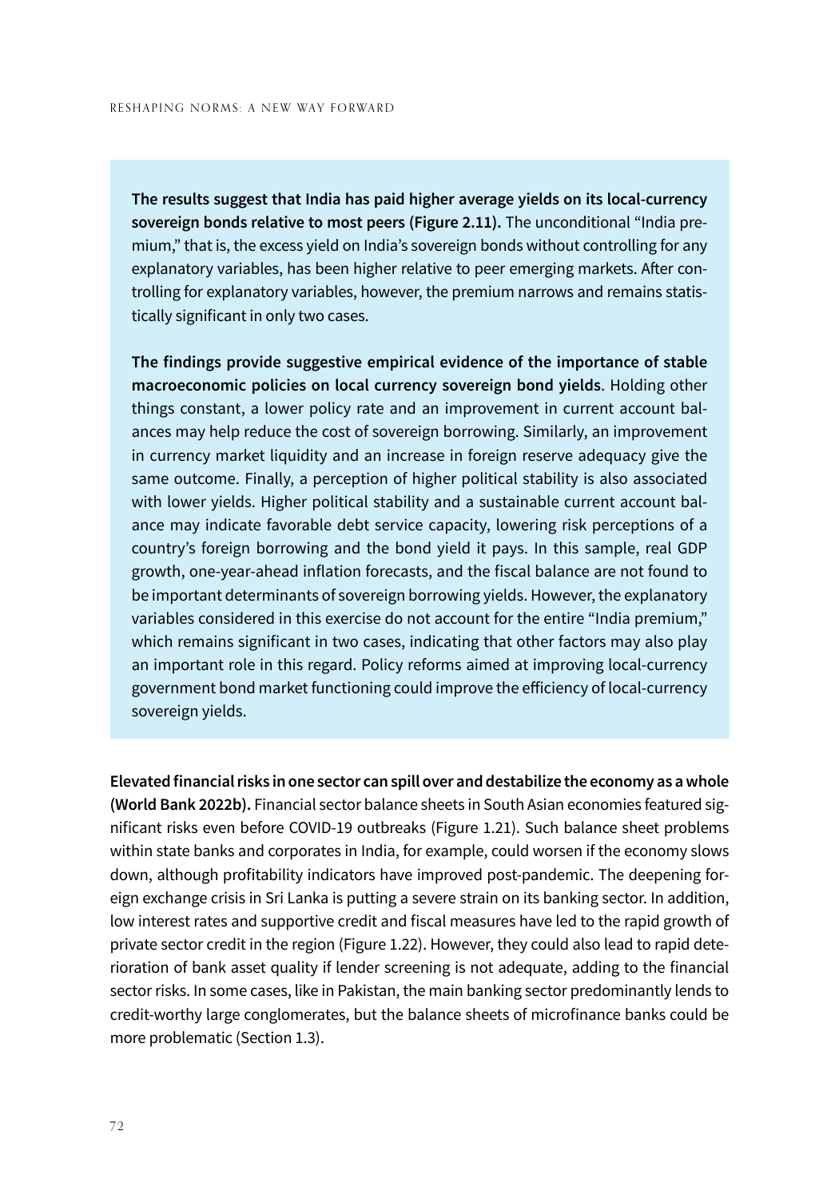**The results suggest that India has paid higher average yields on its local-currency sovereign bonds relative to most peers (Figure 2.11).** The unconditional "India premium," that is, the excess yield on India's sovereign bonds without controlling for any explanatory variables, has been higher relative to peer emerging markets. After controlling for explanatory variables, however, the premium narrows and remains statistically significant in only two cases.

**The findings provide suggestive empirical evidence of the importance of stable macroeconomic policies on local currency sovereign bond yields**. Holding other things constant, a lower policy rate and an improvement in current account balances may help reduce the cost of sovereign borrowing. Similarly, an improvement in currency market liquidity and an increase in foreign reserve adequacy give the same outcome. Finally, a perception of higher political stability is also associated with lower yields. Higher political stability and a sustainable current account balance may indicate favorable debt service capacity, lowering risk perceptions of a country's foreign borrowing and the bond yield it pays. In this sample, real GDP growth, one-year-ahead inflation forecasts, and the fiscal balance are not found to be important determinants of sovereign borrowing yields. However, the explanatory variables considered in this exercise do not account for the entire "India premium," which remains significant in two cases, indicating that other factors may also play an important role in this regard. Policy reforms aimed at improving local-currency government bond market functioning could improve the efficiency of local-currency sovereign yields.

**Elevated financial risks in one sector can spill over and destabilize the economy as a whole (World Bank 2022b).** Financial sector balance sheets in South Asian economies featured significant risks even before COVID-19 outbreaks (Figure 1.21). Such balance sheet problems within state banks and corporates in India, for example, could worsen if the economy slows down, although profitability indicators have improved post-pandemic. The deepening foreign exchange crisis in Sri Lanka is putting a severe strain on its banking sector. In addition, low interest rates and supportive credit and fiscal measures have led to the rapid growth of private sector credit in the region (Figure 1.22). However, they could also lead to rapid deterioration of bank asset quality if lender screening is not adequate, adding to the financial sector risks. In some cases, like in Pakistan, the main banking sector predominantly lends to credit-worthy large conglomerates, but the balance sheets of microfinance banks could be more problematic (Section 1.3).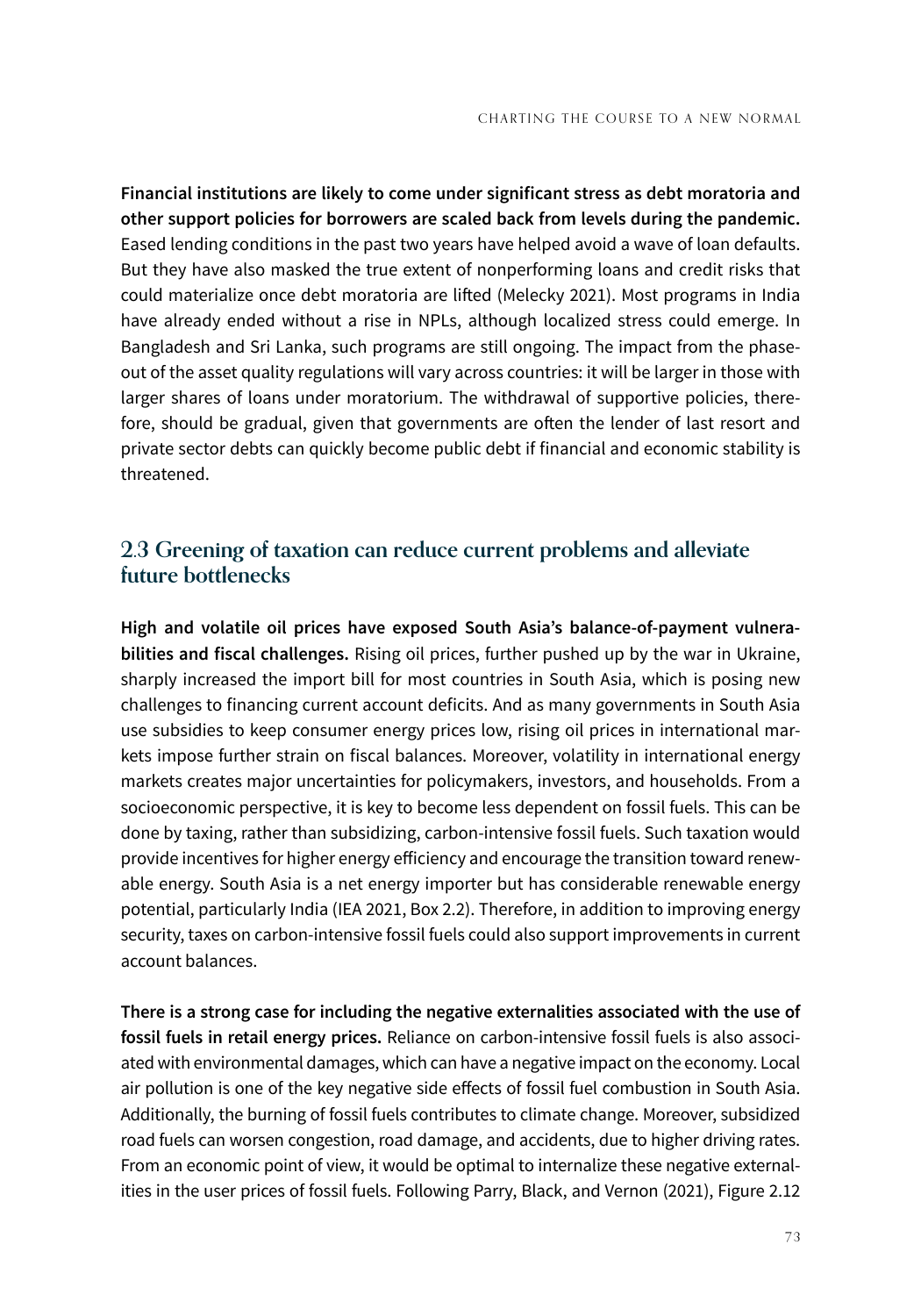**Financial institutions are likely to come under significant stress as debt moratoria and other support policies for borrowers are scaled back from levels during the pandemic.** Eased lending conditions in the past two years have helped avoid a wave of loan defaults. But they have also masked the true extent of nonperforming loans and credit risks that could materialize once debt moratoria are lifted (Melecky 2021). Most programs in India have already ended without a rise in NPLs, although localized stress could emerge. In Bangladesh and Sri Lanka, such programs are still ongoing. The impact from the phase-out of the asset quality regulations will vary across countries: it will be larger in those with larger shares of loans under moratorium. The withdrawal of supportive policies, therefore, should be gradual, given that governments are often the lender of last resort and private sector debts can quickly become public debt if financial and economic stability is threatened.

## 2.3 Greening of taxation can reduce current problems and alleviate future bottlenecks

**High and volatile oil prices have exposed South Asia's balance-of-payment vulnerabilities and fiscal challenges.** Rising oil prices, further pushed up by the war in Ukraine, sharply increased the import bill for most countries in South Asia, which is posing new challenges to financing current account deficits. And as many governments in South Asia use subsidies to keep consumer energy prices low, rising oil prices in international markets impose further strain on fiscal balances. Moreover, volatility in international energy markets creates major uncertainties for policymakers, investors, and households. From a socioeconomic perspective, it is key to become less dependent on fossil fuels. This can be done by taxing, rather than subsidizing, carbon-intensive fossil fuels. Such taxation would provide incentives for higher energy efficiency and encourage the transition toward renewable energy. South Asia is a net energy importer but has considerable renewable energy potential, particularly India (IEA 2021, Box 2.2). Therefore, in addition to improving energy security, taxes on carbon-intensive fossil fuels could also support improvements in current account balances.

**There is a strong case for including the negative externalities associated with the use of fossil fuels in retail energy prices.** Reliance on carbon-intensive fossil fuels is also associated with environmental damages, which can have a negative impact on the economy. Local air pollution is one of the key negative side effects of fossil fuel combustion in South Asia. Additionally, the burning of fossil fuels contributes to climate change. Moreover, subsidized road fuels can worsen congestion, road damage, and accidents, due to higher driving rates. From an economic point of view, it would be optimal to internalize these negative externalities in the user prices of fossil fuels. Following Parry, Black, and Vernon (2021), Figure 2.12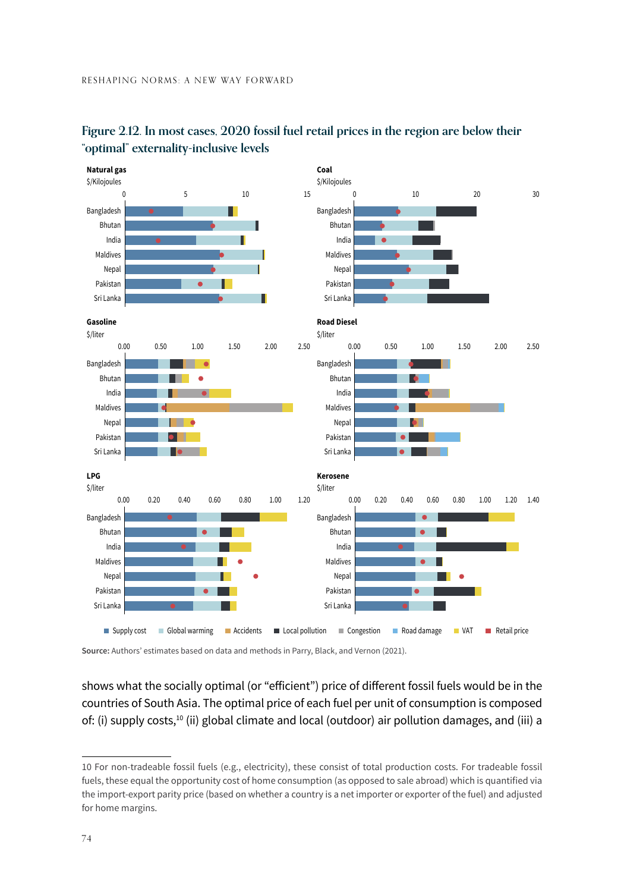### Figure 2.12. In most cases, 2020 fossil fuel retail prices in the region are below their "optimal" externality-inclusive levels

**Natural gas**
$/Kilojoules

**Coal**
$/Kilojoules

**Gasoline**
$/liter

**Road Diesel**
$/liter

**LPG**
$/liter

**Kerosene**
$/liter

Supply cost · Global warming · Accidents · Local pollution · Congestion · Road damage · VAT · Retail price

**Source:** Authors' estimates based on data and methods in Parry, Black, and Vernon (2021).

shows what the socially optimal (or "efficient") price of different fossil fuels would be in the countries of South Asia. The optimal price of each fuel per unit of consumption is composed of: (i) supply costs,[10] (ii) global climate and local (outdoor) air pollution damages, and (iii) a

---

10 For non-tradeable fossil fuels (e.g., electricity), these consist of total production costs. For tradeable fossil fuels, these equal the opportunity cost of home consumption (as opposed to sale abroad) which is quantified via the import-export parity price (based on whether a country is a net importer or exporter of the fuel) and adjusted for home margins.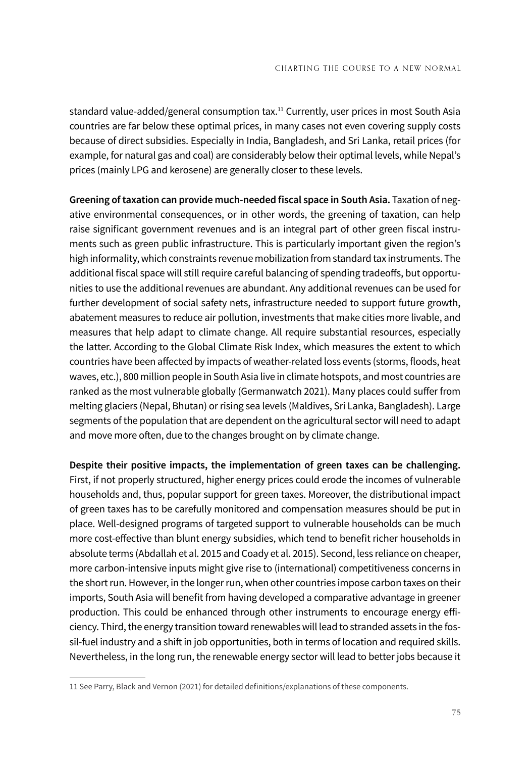standard value-added/general consumption tax.[11] Currently, user prices in most South Asia countries are far below these optimal prices, in many cases not even covering supply costs because of direct subsidies. Especially in India, Bangladesh, and Sri Lanka, retail prices (for example, for natural gas and coal) are considerably below their optimal levels, while Nepal's prices (mainly LPG and kerosene) are generally closer to these levels.

**Greening of taxation can provide much-needed fiscal space in South Asia.** Taxation of negative environmental consequences, or in other words, the greening of taxation, can help raise significant government revenues and is an integral part of other green fiscal instruments such as green public infrastructure. This is particularly important given the region's high informality, which constraints revenue mobilization from standard tax instruments. The additional fiscal space will still require careful balancing of spending tradeoffs, but opportunities to use the additional revenues are abundant. Any additional revenues can be used for further development of social safety nets, infrastructure needed to support future growth, abatement measures to reduce air pollution, investments that make cities more livable, and measures that help adapt to climate change. All require substantial resources, especially the latter. According to the Global Climate Risk Index, which measures the extent to which countries have been affected by impacts of weather-related loss events (storms, floods, heat waves, etc.), 800 million people in South Asia live in climate hotspots, and most countries are ranked as the most vulnerable globally (Germanwatch 2021). Many places could suffer from melting glaciers (Nepal, Bhutan) or rising sea levels (Maldives, Sri Lanka, Bangladesh). Large segments of the population that are dependent on the agricultural sector will need to adapt and move more often, due to the changes brought on by climate change.

**Despite their positive impacts, the implementation of green taxes can be challenging.** First, if not properly structured, higher energy prices could erode the incomes of vulnerable households and, thus, popular support for green taxes. Moreover, the distributional impact of green taxes has to be carefully monitored and compensation measures should be put in place. Well-designed programs of targeted support to vulnerable households can be much more cost-effective than blunt energy subsidies, which tend to benefit richer households in absolute terms (Abdallah et al. 2015 and Coady et al. 2015). Second, less reliance on cheaper, more carbon-intensive inputs might give rise to (international) competitiveness concerns in the short run. However, in the longer run, when other countries impose carbon taxes on their imports, South Asia will benefit from having developed a comparative advantage in greener production. This could be enhanced through other instruments to encourage energy efficiency. Third, the energy transition toward renewables will lead to stranded assets in the fossil-fuel industry and a shift in job opportunities, both in terms of location and required skills. Nevertheless, in the long run, the renewable energy sector will lead to better jobs because it

---

11 See Parry, Black and Vernon (2021) for detailed definitions/explanations of these components.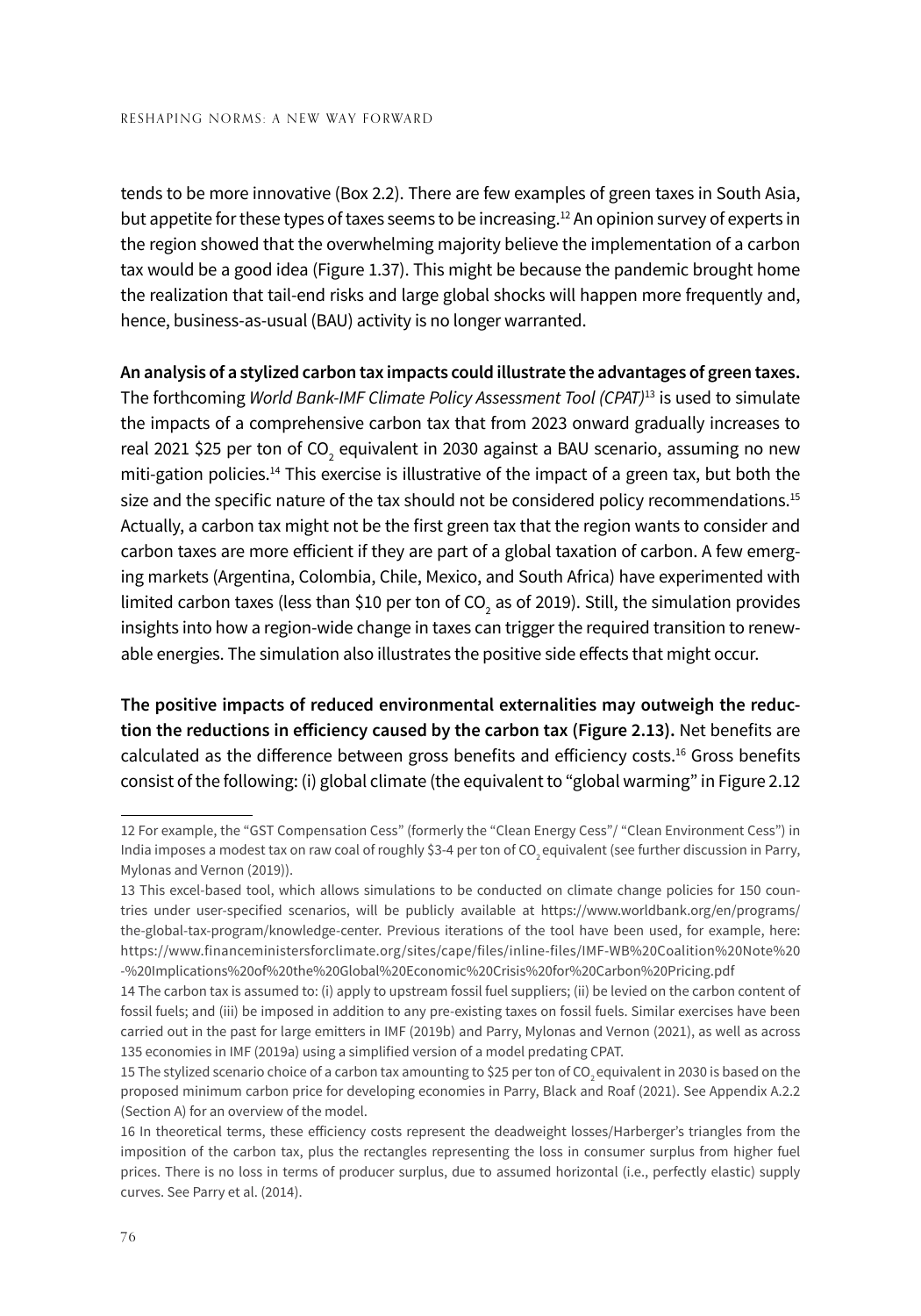tends to be more innovative (Box 2.2). There are few examples of green taxes in South Asia, but appetite for these types of taxes seems to be increasing.[12] An opinion survey of experts in the region showed that the overwhelming majority believe the implementation of a carbon tax would be a good idea (Figure 1.37). This might be because the pandemic brought home the realization that tail-end risks and large global shocks will happen more frequently and, hence, business-as-usual (BAU) activity is no longer warranted.

**An analysis of a stylized carbon tax impacts could illustrate the advantages of green taxes.** The forthcoming *World Bank-IMF Climate Policy Assessment Tool (CPAT)*[13] is used to simulate the impacts of a comprehensive carbon tax that from 2023 onward gradually increases to real 2021 \$25 per ton of $CO_2$ equivalent in 2030 against a BAU scenario, assuming no new miti-gation policies.[14] This exercise is illustrative of the impact of a green tax, but both the size and the specific nature of the tax should not be considered policy recommendations.[15] Actually, a carbon tax might not be the first green tax that the region wants to consider and carbon taxes are more efficient if they are part of a global taxation of carbon. A few emerging markets (Argentina, Colombia, Chile, Mexico, and South Africa) have experimented with limited carbon taxes (less than \$10 per ton of $CO_2$ as of 2019). Still, the simulation provides insights into how a region-wide change in taxes can trigger the required transition to renewable energies. The simulation also illustrates the positive side effects that might occur.

**The positive impacts of reduced environmental externalities may outweigh the reduction the reductions in efficiency caused by the carbon tax (Figure 2.13).** Net benefits are calculated as the difference between gross benefits and efficiency costs.[16] Gross benefits consist of the following: (i) global climate (the equivalent to "global warming" in Figure 2.12

---

12 For example, the "GST Compensation Cess" (formerly the "Clean Energy Cess"/ "Clean Environment Cess") in India imposes a modest tax on raw coal of roughly \$3-4 per ton of $CO_2$ equivalent (see further discussion in Parry, Mylonas and Vernon (2019)).

13 This excel-based tool, which allows simulations to be conducted on climate change policies for 150 countries under user-specified scenarios, will be publicly available at https://www.worldbank.org/en/programs/the-global-tax-program/knowledge-center. Previous iterations of the tool have been used, for example, here: https://www.financeministersforclimate.org/sites/cape/files/inline-files/IMF-WB%20Coalition%20Note%20-%20Implications%20of%20the%20Global%20Economic%20Crisis%20for%20Carbon%20Pricing.pdf

14 The carbon tax is assumed to: (i) apply to upstream fossil fuel suppliers; (ii) be levied on the carbon content of fossil fuels; and (iii) be imposed in addition to any pre-existing taxes on fossil fuels. Similar exercises have been carried out in the past for large emitters in IMF (2019b) and Parry, Mylonas and Vernon (2021), as well as across 135 economies in IMF (2019a) using a simplified version of a model predating CPAT.

15 The stylized scenario choice of a carbon tax amounting to \$25 per ton of $CO_2$ equivalent in 2030 is based on the proposed minimum carbon price for developing economies in Parry, Black and Roaf (2021). See Appendix A.2.2 (Section A) for an overview of the model.

16 In theoretical terms, these efficiency costs represent the deadweight losses/Harberger's triangles from the imposition of the carbon tax, plus the rectangles representing the loss in consumer surplus from higher fuel prices. There is no loss in terms of producer surplus, due to assumed horizontal (i.e., perfectly elastic) supply curves. See Parry et al. (2014).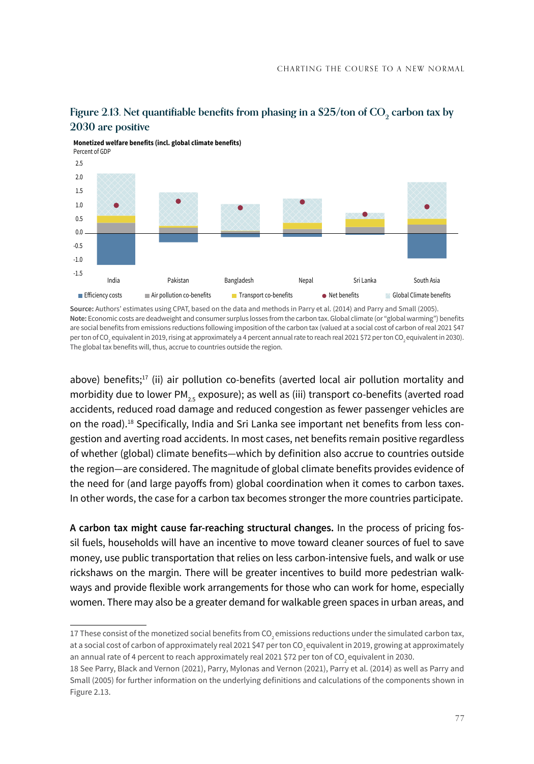### Figure 2.13. Net quantifiable benefits from phasing in a \$25/ton of $CO_2$ carbon tax by 2030 are positive

**Monetized welfare benefits (incl. global climate benefits)**
Percent of GDP

2.5
2.0
1.5
1.0
0.5
0.0
-0.5
-1.0
-1.5

India Pakistan Bangladesh Nepal Sri Lanka South Asia

■ Efficiency costs ■ Air pollution co-benefits ■ Transport co-benefits ● Net benefits ■ Global Climate benefits

**Source:** Authors' estimates using CPAT, based on the data and methods in Parry et al. (2014) and Parry and Small (2005).
**Note:** Economic costs are deadweight and consumer surplus losses from the carbon tax. Global climate (or "global warming") benefits are social benefits from emissions reductions following imposition of the carbon tax (valued at a social cost of carbon of real 2021 \$47 per ton of $CO_2$ equivalent in 2019, rising at approximately a 4 percent annual rate to reach real 2021 \$72 per ton $CO_2$ equivalent in 2030). The global tax benefits will, thus, accrue to countries outside the region.

above) benefits;[17] (ii) air pollution co-benefits (averted local air pollution mortality and morbidity due to lower $PM_{2.5}$ exposure); as well as (iii) transport co-benefits (averted road accidents, reduced road damage and reduced congestion as fewer passenger vehicles are on the road).[18] Specifically, India and Sri Lanka see important net benefits from less congestion and averting road accidents. In most cases, net benefits remain positive regardless of whether (global) climate benefits—which by definition also accrue to countries outside the region—are considered. The magnitude of global climate benefits provides evidence of the need for (and large payoffs from) global coordination when it comes to carbon taxes. In other words, the case for a carbon tax becomes stronger the more countries participate.

**A carbon tax might cause far-reaching structural changes.** In the process of pricing fossil fuels, households will have an incentive to move toward cleaner sources of fuel to save money, use public transportation that relies on less carbon-intensive fuels, and walk or use rickshaws on the margin. There will be greater incentives to build more pedestrian walkways and provide flexible work arrangements for those who can work for home, especially women. There may also be a greater demand for walkable green spaces in urban areas, and

17 These consist of the monetized social benefits from $CO_2$ emissions reductions under the simulated carbon tax, at a social cost of carbon of approximately real 2021 \$47 per ton $CO_2$ equivalent in 2019, growing at approximately an annual rate of 4 percent to reach approximately real 2021 \$72 per ton of $CO_2$ equivalent in 2030.

18 See Parry, Black and Vernon (2021), Parry, Mylonas and Vernon (2021), Parry et al. (2014) as well as Parry and Small (2005) for further information on the underlying definitions and calculations of the components shown in Figure 2.13.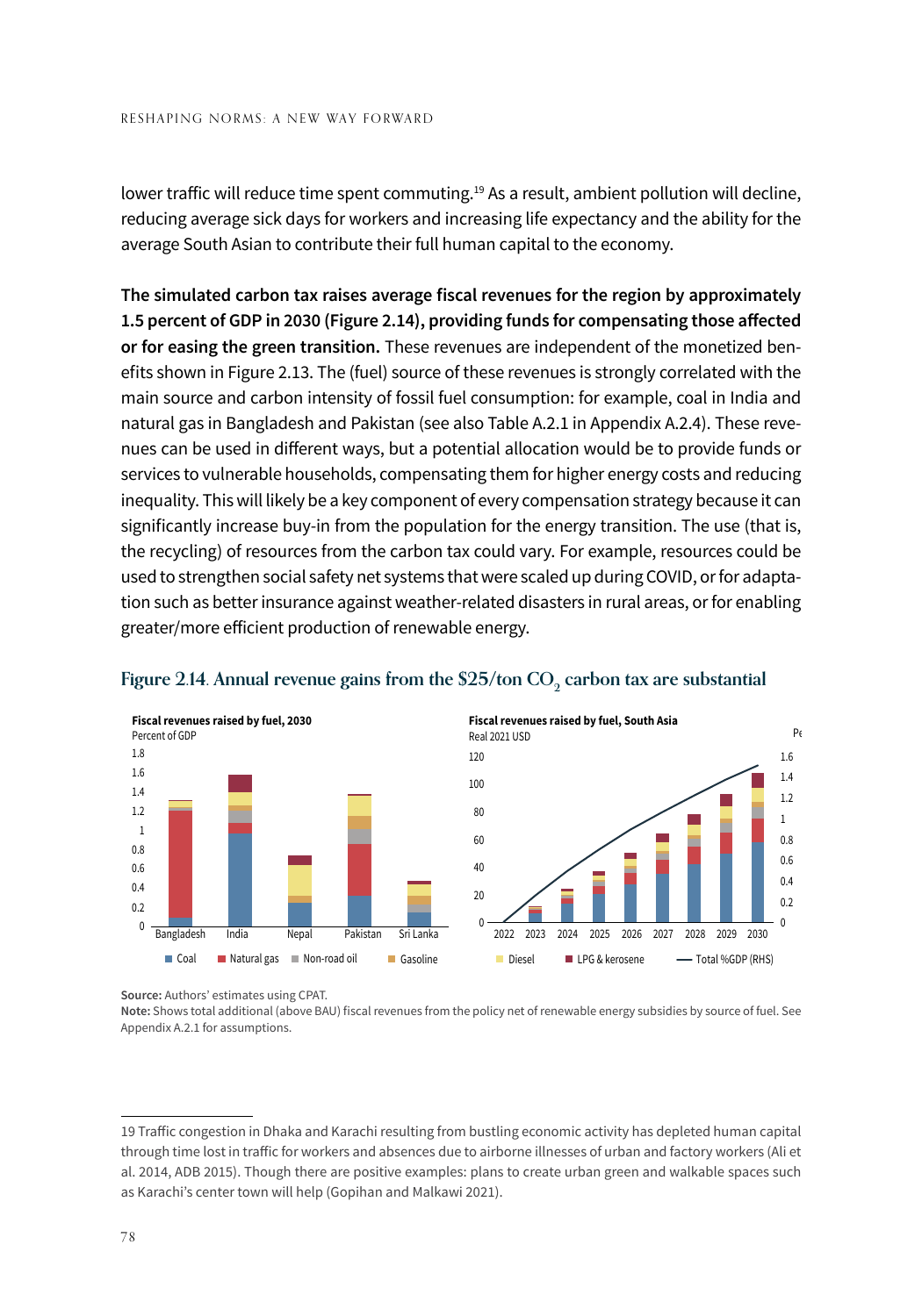lower traffic will reduce time spent commuting.[19] As a result, ambient pollution will decline, reducing average sick days for workers and increasing life expectancy and the ability for the average South Asian to contribute their full human capital to the economy.

**The simulated carbon tax raises average fiscal revenues for the region by approximately 1.5 percent of GDP in 2030 (Figure 2.14), providing funds for compensating those affected or for easing the green transition.** These revenues are independent of the monetized benefits shown in Figure 2.13. The (fuel) source of these revenues is strongly correlated with the main source and carbon intensity of fossil fuel consumption: for example, coal in India and natural gas in Bangladesh and Pakistan (see also Table A.2.1 in Appendix A.2.4). These revenues can be used in different ways, but a potential allocation would be to provide funds or services to vulnerable households, compensating them for higher energy costs and reducing inequality. This will likely be a key component of every compensation strategy because it can significantly increase buy-in from the population for the energy transition. The use (that is, the recycling) of resources from the carbon tax could vary. For example, resources could be used to strengthen social safety net systems that were scaled up during COVID, or for adaptation such as better insurance against weather-related disasters in rural areas, or for enabling greater/more efficient production of renewable energy.

**Figure 2.14. Annual revenue gains from the $25/ton $CO_2$ carbon tax are substantial**

**Source:** Authors' estimates using CPAT.
**Note:** Shows total additional (above BAU) fiscal revenues from the policy net of renewable energy subsidies by source of fuel. See Appendix A.2.1 for assumptions.

---

19 Traffic congestion in Dhaka and Karachi resulting from bustling economic activity has depleted human capital through time lost in traffic for workers and absences due to airborne illnesses of urban and factory workers (Ali et al. 2014, ADB 2015). Though there are positive examples: plans to create urban green and walkable spaces such as Karachi's center town will help (Gopihan and Malkawi 2021).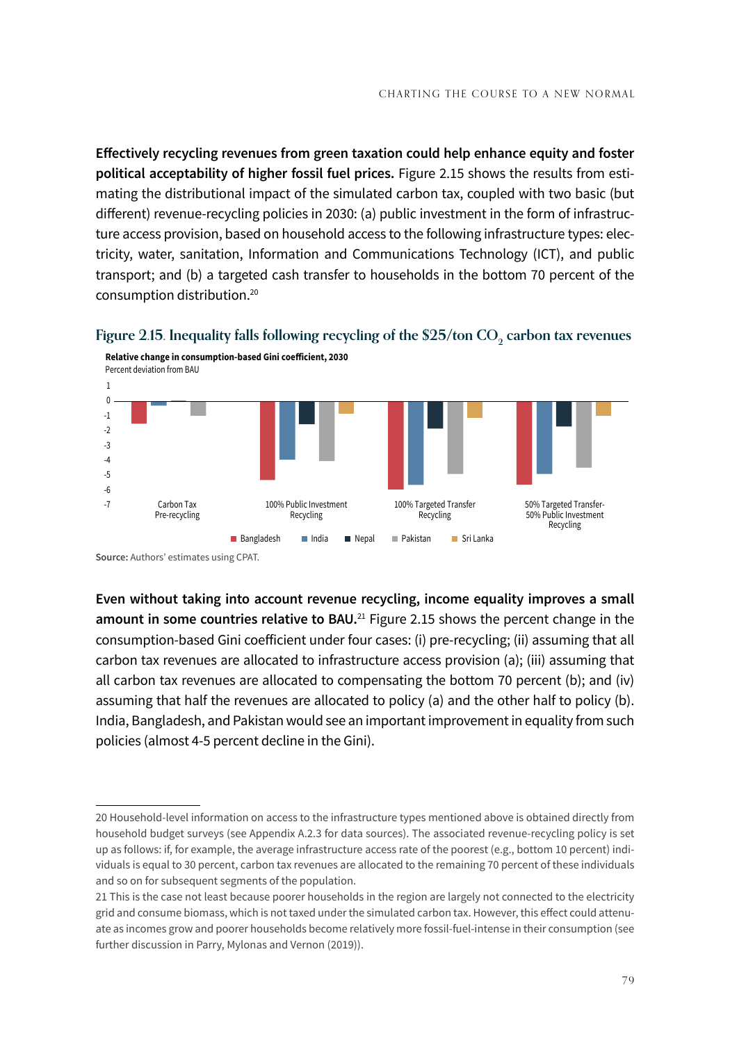**Effectively recycling revenues from green taxation could help enhance equity and foster political acceptability of higher fossil fuel prices.** Figure 2.15 shows the results from estimating the distributional impact of the simulated carbon tax, coupled with two basic (but different) revenue-recycling policies in 2030: (a) public investment in the form of infrastructure access provision, based on household access to the following infrastructure types: electricity, water, sanitation, Information and Communications Technology (ICT), and public transport; and (b) a targeted cash transfer to households in the bottom 70 percent of the consumption distribution.[20]

**Figure 2.15. Inequality falls following recycling of the $25/ton $CO_2$ carbon tax revenues**

**Relative change in consumption-based Gini coefficient, 2030**

Percent deviation from BAU

Carbon Tax Pre-recycling | 100% Public Investment Recycling | 100% Targeted Transfer Recycling | 50% Targeted Transfer-50% Public Investment Recycling

Bangladesh | India | Nepal | Pakistan | Sri Lanka

**Source:** Authors' estimates using CPAT.

**Even without taking into account revenue recycling, income equality improves a small amount in some countries relative to BAU.**[21] Figure 2.15 shows the percent change in the consumption-based Gini coefficient under four cases: (i) pre-recycling; (ii) assuming that all carbon tax revenues are allocated to infrastructure access provision (a); (iii) assuming that all carbon tax revenues are allocated to compensating the bottom 70 percent (b); and (iv) assuming that half the revenues are allocated to policy (a) and the other half to policy (b). India, Bangladesh, and Pakistan would see an important improvement in equality from such policies (almost 4-5 percent decline in the Gini).

---

20 Household-level information on access to the infrastructure types mentioned above is obtained directly from household budget surveys (see Appendix A.2.3 for data sources). The associated revenue-recycling policy is set up as follows: if, for example, the average infrastructure access rate of the poorest (e.g., bottom 10 percent) individuals is equal to 30 percent, carbon tax revenues are allocated to the remaining 70 percent of these individuals and so on for subsequent segments of the population.

21 This is the case not least because poorer households in the region are largely not connected to the electricity grid and consume biomass, which is not taxed under the simulated carbon tax. However, this effect could attenuate as incomes grow and poorer households become relatively more fossil-fuel-intense in their consumption (see further discussion in Parry, Mylonas and Vernon (2019)).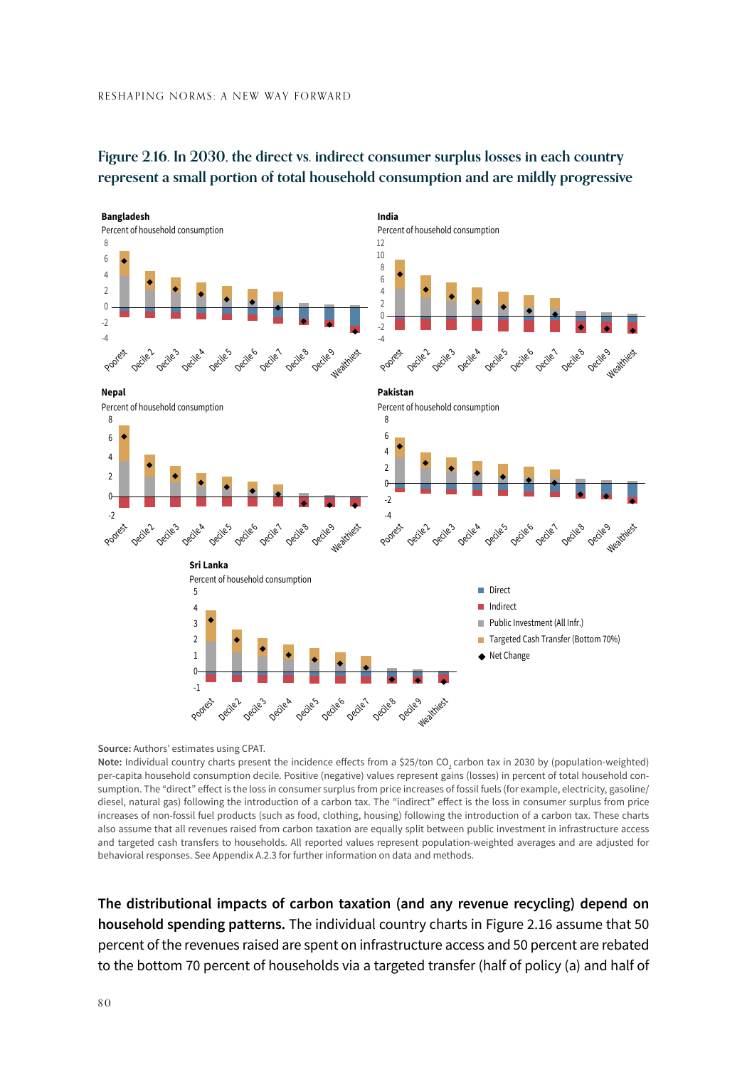## Figure 2.16. In 2030, the direct vs. indirect consumer surplus losses in each country represent a small portion of total household consumption and are mildly progressive

**Bangladesh**
Percent of household consumption

**India**
Percent of household consumption

**Nepal**
Percent of household consumption

**Pakistan**
Percent of household consumption

**Sri Lanka**
Percent of household consumption

Legend: Direct; Indirect; Public Investment (All Infr.); Targeted Cash Transfer (Bottom 70%); Net Change

X-axis: Poorest, Decile 2, Decile 3, Decile 4, Decile 5, Decile 6, Decile 7, Decile 8, Decile 9, Wealthiest

**Source:** Authors' estimates using CPAT.

**Note:** Individual country charts present the incidence effects from a \$25/ton $CO_2$ carbon tax in 2030 by (population-weighted) per-capita household consumption decile. Positive (negative) values represent gains (losses) in percent of total household consumption. The "direct" effect is the loss in consumer surplus from price increases of fossil fuels (for example, electricity, gasoline/diesel, natural gas) following the introduction of a carbon tax. The "indirect" effect is the loss in consumer surplus from price increases of non-fossil fuel products (such as food, clothing, housing) following the introduction of a carbon tax. These charts also assume that all revenues raised from carbon taxation are equally split between public investment in infrastructure access and targeted cash transfers to households. All reported values represent population-weighted averages and are adjusted for behavioral responses. See Appendix A.2.3 for further information on data and methods.

**The distributional impacts of carbon taxation (and any revenue recycling) depend on household spending patterns.** The individual country charts in Figure 2.16 assume that 50 percent of the revenues raised are spent on infrastructure access and 50 percent are rebated to the bottom 70 percent of households via a targeted transfer (half of policy (a) and half of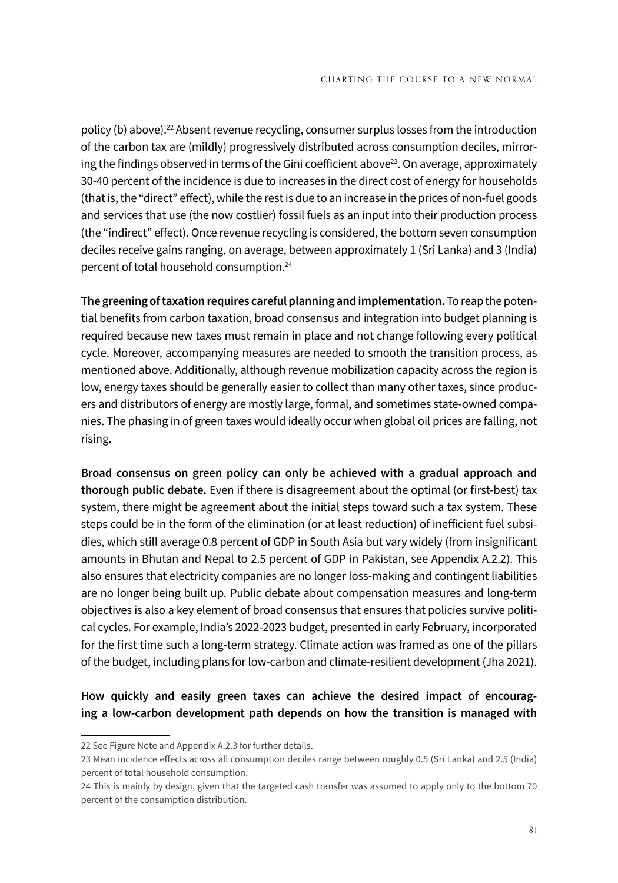policy (b) above).[22] Absent revenue recycling, consumer surplus losses from the introduction of the carbon tax are (mildly) progressively distributed across consumption deciles, mirroring the findings observed in terms of the Gini coefficient above[23]. On average, approximately 30-40 percent of the incidence is due to increases in the direct cost of energy for households (that is, the "direct" effect), while the rest is due to an increase in the prices of non-fuel goods and services that use (the now costlier) fossil fuels as an input into their production process (the "indirect" effect). Once revenue recycling is considered, the bottom seven consumption deciles receive gains ranging, on average, between approximately 1 (Sri Lanka) and 3 (India) percent of total household consumption.[24]

**The greening of taxation requires careful planning and implementation.** To reap the potential benefits from carbon taxation, broad consensus and integration into budget planning is required because new taxes must remain in place and not change following every political cycle. Moreover, accompanying measures are needed to smooth the transition process, as mentioned above. Additionally, although revenue mobilization capacity across the region is low, energy taxes should be generally easier to collect than many other taxes, since producers and distributors of energy are mostly large, formal, and sometimes state-owned companies. The phasing in of green taxes would ideally occur when global oil prices are falling, not rising.

**Broad consensus on green policy can only be achieved with a gradual approach and thorough public debate.** Even if there is disagreement about the optimal (or first-best) tax system, there might be agreement about the initial steps toward such a tax system. These steps could be in the form of the elimination (or at least reduction) of inefficient fuel subsidies, which still average 0.8 percent of GDP in South Asia but vary widely (from insignificant amounts in Bhutan and Nepal to 2.5 percent of GDP in Pakistan, see Appendix A.2.2). This also ensures that electricity companies are no longer loss-making and contingent liabilities are no longer being built up. Public debate about compensation measures and long-term objectives is also a key element of broad consensus that ensures that policies survive political cycles. For example, India's 2022-2023 budget, presented in early February, incorporated for the first time such a long-term strategy. Climate action was framed as one of the pillars of the budget, including plans for low-carbon and climate-resilient development (Jha 2021).

**How quickly and easily green taxes can achieve the desired impact of encouraging a low-carbon development path depends on how the transition is managed with**

---

22 See Figure Note and Appendix A.2.3 for further details.

23 Mean incidence effects across all consumption deciles range between roughly 0.5 (Sri Lanka) and 2.5 (India) percent of total household consumption.

24 This is mainly by design, given that the targeted cash transfer was assumed to apply only to the bottom 70 percent of the consumption distribution.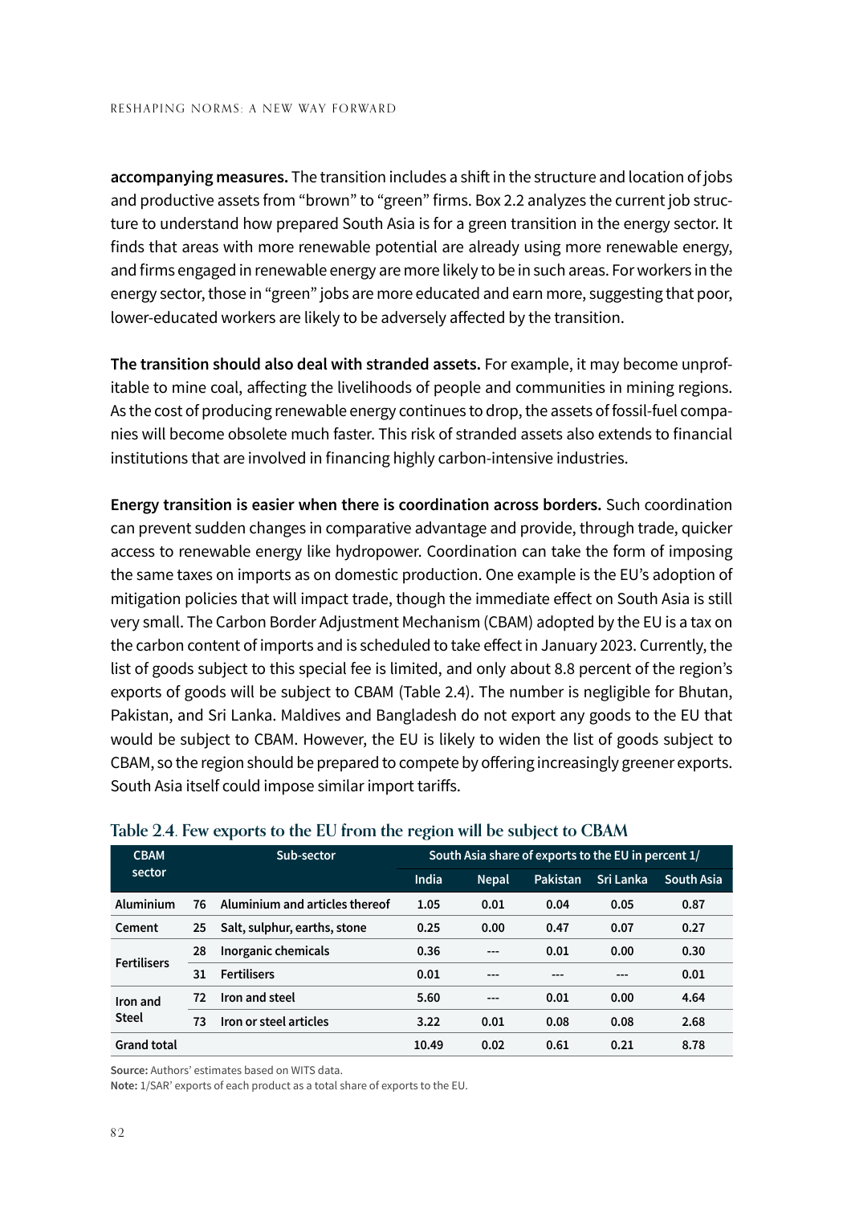**accompanying measures.** The transition includes a shift in the structure and location of jobs and productive assets from "brown" to "green" firms. Box 2.2 analyzes the current job structure to understand how prepared South Asia is for a green transition in the energy sector. It finds that areas with more renewable potential are already using more renewable energy, and firms engaged in renewable energy are more likely to be in such areas. For workers in the energy sector, those in "green" jobs are more educated and earn more, suggesting that poor, lower-educated workers are likely to be adversely affected by the transition.

**The transition should also deal with stranded assets.** For example, it may become unprofitable to mine coal, affecting the livelihoods of people and communities in mining regions. As the cost of producing renewable energy continues to drop, the assets of fossil-fuel companies will become obsolete much faster. This risk of stranded assets also extends to financial institutions that are involved in financing highly carbon-intensive industries.

**Energy transition is easier when there is coordination across borders.** Such coordination can prevent sudden changes in comparative advantage and provide, through trade, quicker access to renewable energy like hydropower. Coordination can take the form of imposing the same taxes on imports as on domestic production. One example is the EU's adoption of mitigation policies that will impact trade, though the immediate effect on South Asia is still very small. The Carbon Border Adjustment Mechanism (CBAM) adopted by the EU is a tax on the carbon content of imports and is scheduled to take effect in January 2023. Currently, the list of goods subject to this special fee is limited, and only about 8.8 percent of the region's exports of goods will be subject to CBAM (Table 2.4). The number is negligible for Bhutan, Pakistan, and Sri Lanka. Maldives and Bangladesh do not export any goods to the EU that would be subject to CBAM. However, the EU is likely to widen the list of goods subject to CBAM, so the region should be prepared to compete by offering increasingly greener exports. South Asia itself could impose similar import tariffs.

**Table 2.4. Few exports to the EU from the region will be subject to CBAM**

| CBAM sector | Sub-sector | | South Asia share of exports to the EU in percent 1/ | | | | |
|---|---|---|---|---|---|---|---|
| | | | India | Nepal | Pakistan | Sri Lanka | South Asia |
| Aluminium | 76 | Aluminium and articles thereof | 1.05 | 0.01 | 0.04 | 0.05 | 0.87 |
| Cement | 25 | Salt, sulphur, earths, stone | 0.25 | 0.00 | 0.47 | 0.07 | 0.27 |
| Fertilisers | 28 | Inorganic chemicals | 0.36 | --- | 0.01 | 0.00 | 0.30 |
| | 31 | Fertilisers | 0.01 | --- | --- | --- | 0.01 |
| Iron and Steel | 72 | Iron and steel | 5.60 | --- | 0.01 | 0.00 | 4.64 |
| | 73 | Iron or steel articles | 3.22 | 0.01 | 0.08 | 0.08 | 2.68 |
| Grand total | | | 10.49 | 0.02 | 0.61 | 0.21 | 8.78 |

**Source:** Authors' estimates based on WITS data.
**Note:** 1/SAR' exports of each product as a total share of exports to the EU.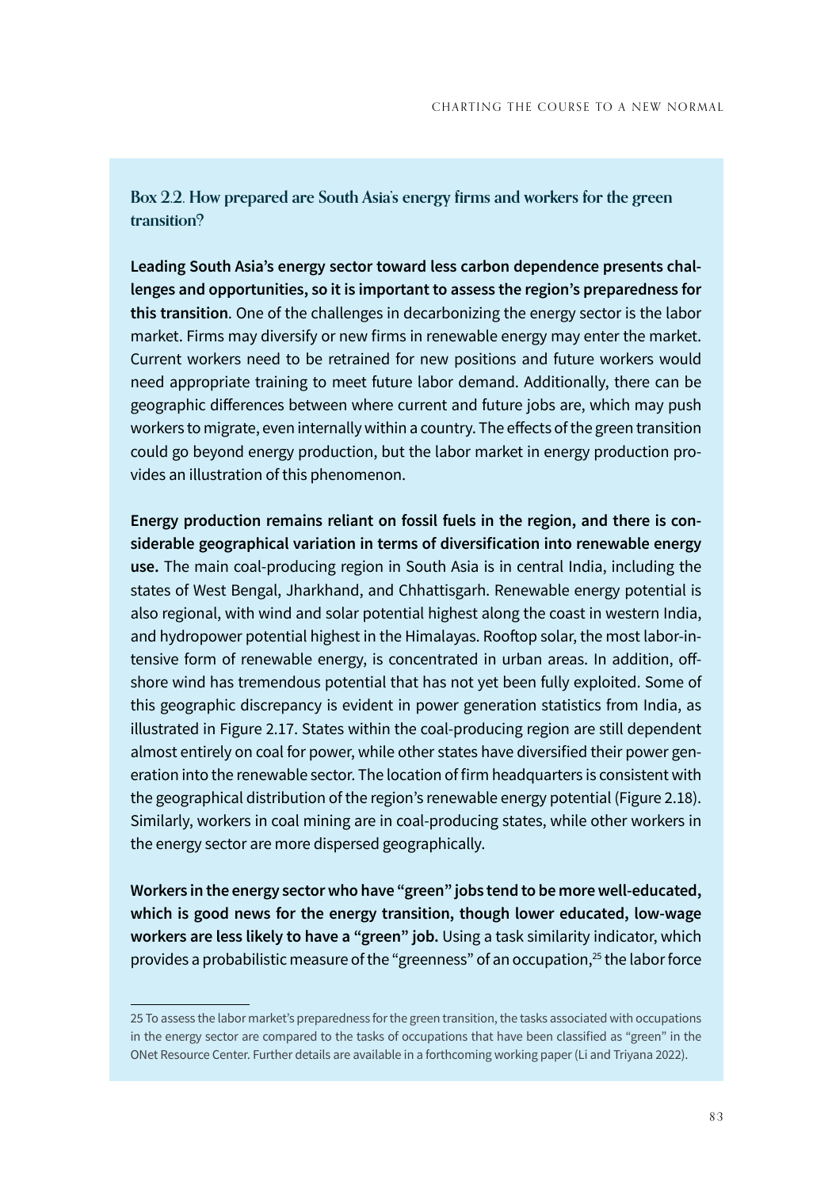### Box 2.2. How prepared are South Asia's energy firms and workers for the green transition?

**Leading South Asia's energy sector toward less carbon dependence presents challenges and opportunities, so it is important to assess the region's preparedness for this transition**. One of the challenges in decarbonizing the energy sector is the labor market. Firms may diversify or new firms in renewable energy may enter the market. Current workers need to be retrained for new positions and future workers would need appropriate training to meet future labor demand. Additionally, there can be geographic differences between where current and future jobs are, which may push workers to migrate, even internally within a country. The effects of the green transition could go beyond energy production, but the labor market in energy production provides an illustration of this phenomenon.

**Energy production remains reliant on fossil fuels in the region, and there is considerable geographical variation in terms of diversification into renewable energy use.** The main coal-producing region in South Asia is in central India, including the states of West Bengal, Jharkhand, and Chhattisgarh. Renewable energy potential is also regional, with wind and solar potential highest along the coast in western India, and hydropower potential highest in the Himalayas. Rooftop solar, the most labor-intensive form of renewable energy, is concentrated in urban areas. In addition, offshore wind has tremendous potential that has not yet been fully exploited. Some of this geographic discrepancy is evident in power generation statistics from India, as illustrated in Figure 2.17. States within the coal-producing region are still dependent almost entirely on coal for power, while other states have diversified their power generation into the renewable sector. The location of firm headquarters is consistent with the geographical distribution of the region's renewable energy potential (Figure 2.18). Similarly, workers in coal mining are in coal-producing states, while other workers in the energy sector are more dispersed geographically.

**Workers in the energy sector who have "green" jobs tend to be more well-educated, which is good news for the energy transition, though lower educated, low-wage workers are less likely to have a "green" job.** Using a task similarity indicator, which provides a probabilistic measure of the "greenness" of an occupation,[25] the labor force

---

25 To assess the labor market's preparedness for the green transition, the tasks associated with occupations in the energy sector are compared to the tasks of occupations that have been classified as "green" in the ONet Resource Center. Further details are available in a forthcoming working paper (Li and Triyana 2022).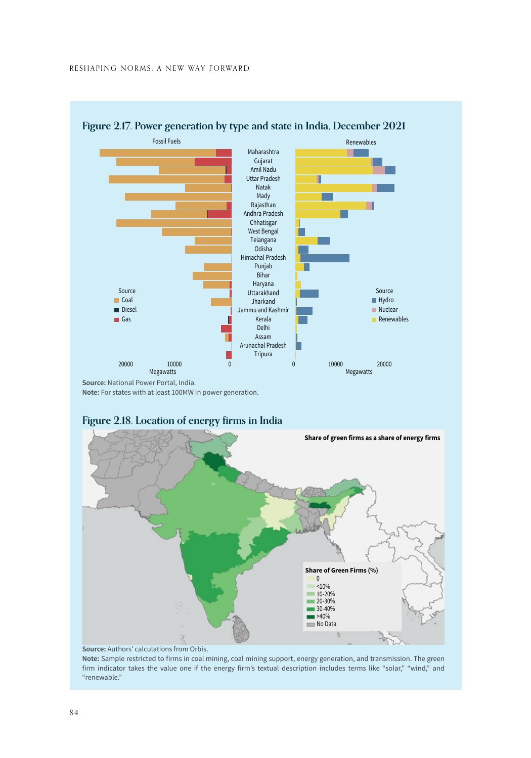## Figure 2.17. Power generation by type and state in India, December 2021

**Source:** National Power Portal, India.
**Note:** For states with at least 100MW in power generation.

## Figure 2.18. Location of energy firms in India

**Source:** Authors' calculations from Orbis.
**Note:** Sample restricted to firms in coal mining, coal mining support, energy generation, and transmission. The green firm indicator takes the value one if the energy firm's textual description includes terms like "solar," "wind," and "renewable."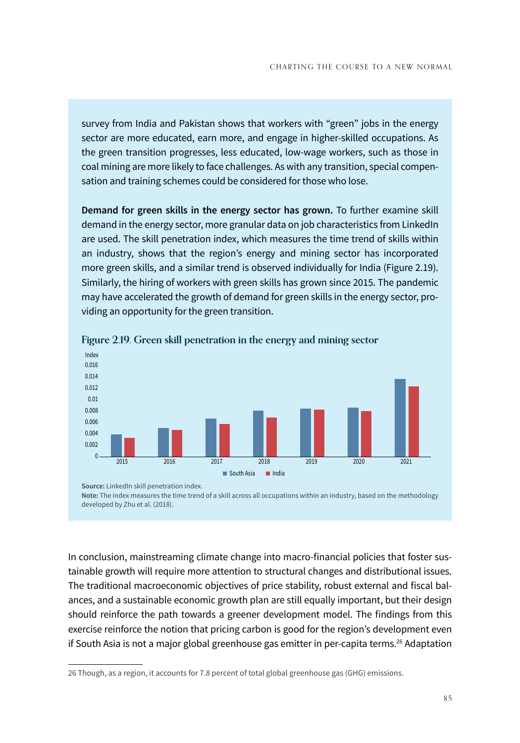survey from India and Pakistan shows that workers with "green" jobs in the energy sector are more educated, earn more, and engage in higher-skilled occupations. As the green transition progresses, less educated, low-wage workers, such as those in coal mining are more likely to face challenges. As with any transition, special compensation and training schemes could be considered for those who lose.

**Demand for green skills in the energy sector has grown.** To further examine skill demand in the energy sector, more granular data on job characteristics from LinkedIn are used. The skill penetration index, which measures the time trend of skills within an industry, shows that the region's energy and mining sector has incorporated more green skills, and a similar trend is observed individually for India (Figure 2.19). Similarly, the hiring of workers with green skills has grown since 2015. The pandemic may have accelerated the growth of demand for green skills in the energy sector, providing an opportunity for the green transition.

**Figure 2.19. Green skill penetration in the energy and mining sector**

**Source:** LinkedIn skill penetration index.
**Note:** The index measures the time trend of a skill across all occupations within an industry, based on the methodology developed by Zhu et al. (2018).

In conclusion, mainstreaming climate change into macro-financial policies that foster sustainable growth will require more attention to structural changes and distributional issues. The traditional macroeconomic objectives of price stability, robust external and fiscal balances, and a sustainable economic growth plan are still equally important, but their design should reinforce the path towards a greener development model. The findings from this exercise reinforce the notion that pricing carbon is good for the region's development even if South Asia is not a major global greenhouse gas emitter in per-capita terms.[26] Adaptation

26 Though, as a region, it accounts for 7.8 percent of total global greenhouse gas (GHG) emissions.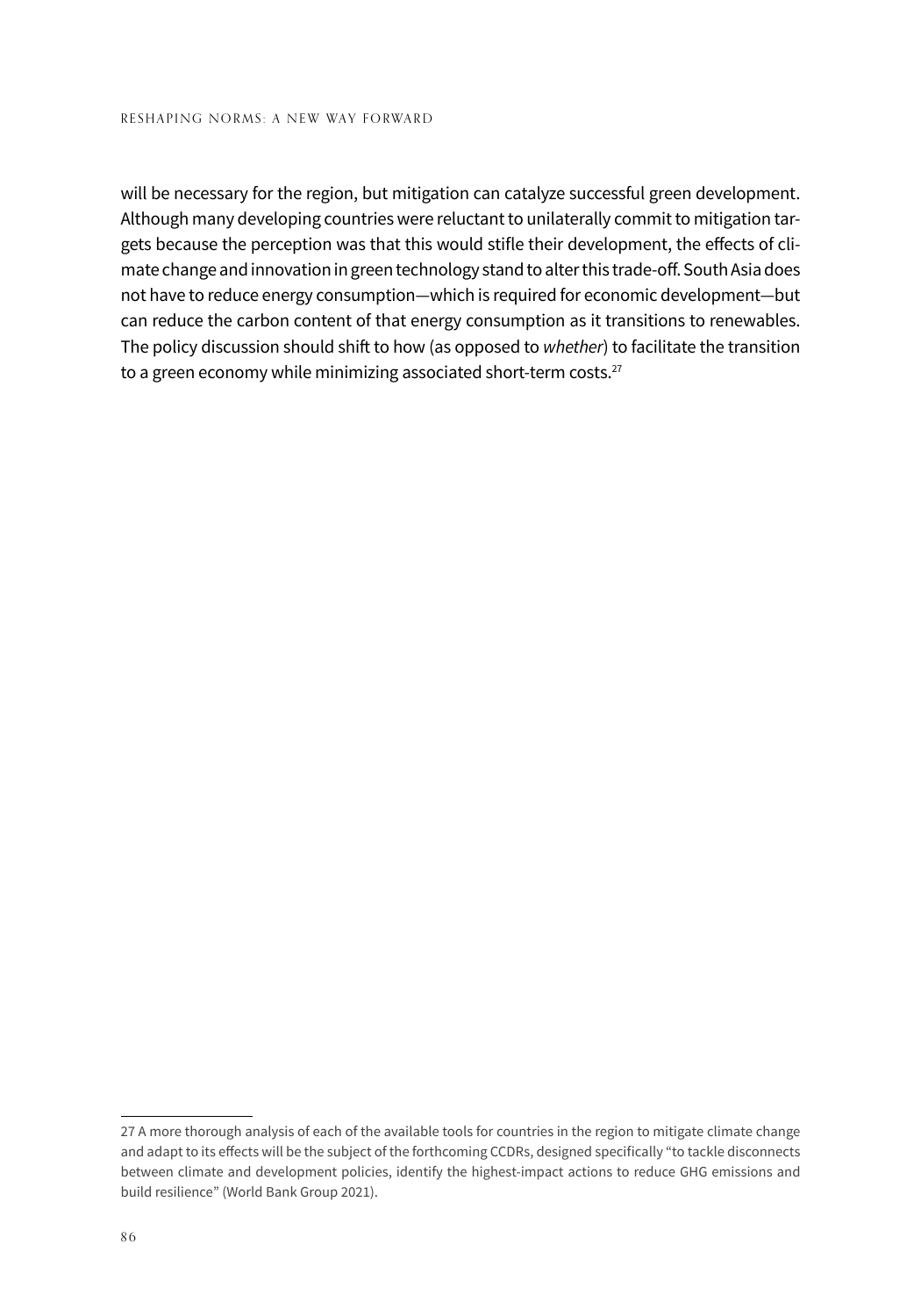will be necessary for the region, but mitigation can catalyze successful green development. Although many developing countries were reluctant to unilaterally commit to mitigation targets because the perception was that this would stifle their development, the effects of climate change and innovation in green technology stand to alter this trade-off. South Asia does not have to reduce energy consumption—which is required for economic development—but can reduce the carbon content of that energy consumption as it transitions to renewables. The policy discussion should shift to how (as opposed to *whether*) to facilitate the transition to a green economy while minimizing associated short-term costs.[27]

---

27 A more thorough analysis of each of the available tools for countries in the region to mitigate climate change and adapt to its effects will be the subject of the forthcoming CCDRs, designed specifically "to tackle disconnects between climate and development policies, identify the highest-impact actions to reduce GHG emissions and build resilience" (World Bank Group 2021).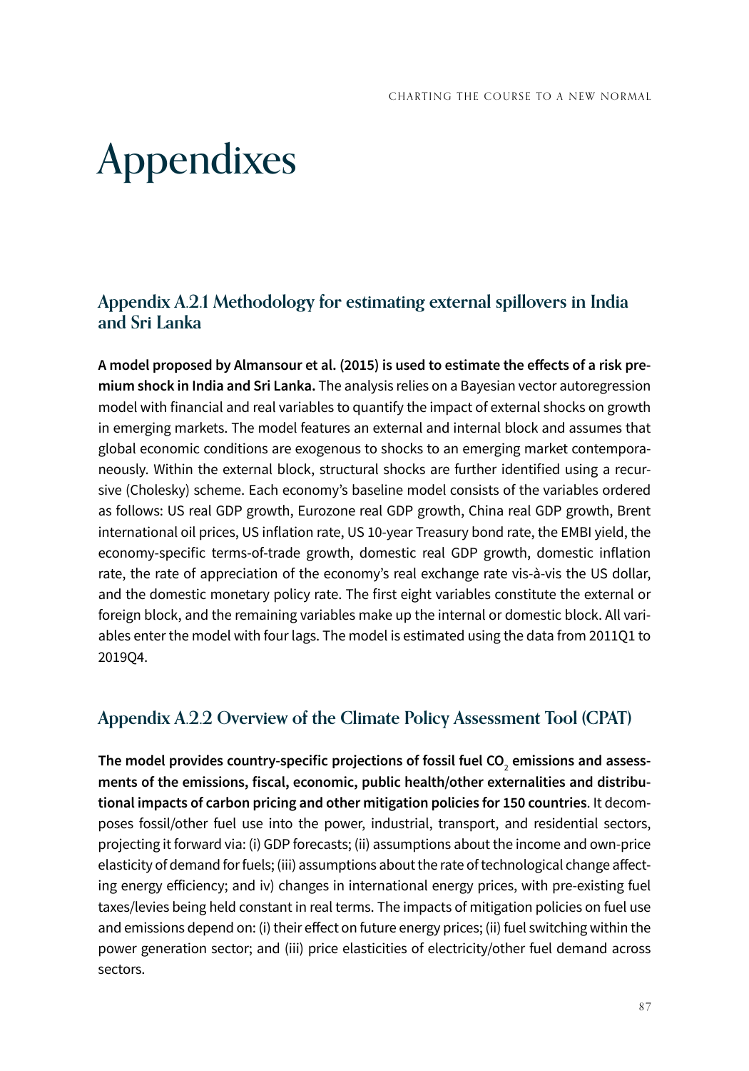# Appendixes

## Appendix A.2.1 Methodology for estimating external spillovers in India and Sri Lanka

**A model proposed by Almansour et al. (2015) is used to estimate the effects of a risk premium shock in India and Sri Lanka.** The analysis relies on a Bayesian vector autoregression model with financial and real variables to quantify the impact of external shocks on growth in emerging markets. The model features an external and internal block and assumes that global economic conditions are exogenous to shocks to an emerging market contemporaneously. Within the external block, structural shocks are further identified using a recursive (Cholesky) scheme. Each economy's baseline model consists of the variables ordered as follows: US real GDP growth, Eurozone real GDP growth, China real GDP growth, Brent international oil prices, US inflation rate, US 10-year Treasury bond rate, the EMBI yield, the economy-specific terms-of-trade growth, domestic real GDP growth, domestic inflation rate, the rate of appreciation of the economy's real exchange rate vis-à-vis the US dollar, and the domestic monetary policy rate. The first eight variables constitute the external or foreign block, and the remaining variables make up the internal or domestic block. All variables enter the model with four lags. The model is estimated using the data from 2011Q1 to 2019Q4.

## Appendix A.2.2 Overview of the Climate Policy Assessment Tool (CPAT)

**The model provides country-specific projections of fossil fuel $CO_2$ emissions and assessments of the emissions, fiscal, economic, public health/other externalities and distributional impacts of carbon pricing and other mitigation policies for 150 countries**. It decomposes fossil/other fuel use into the power, industrial, transport, and residential sectors, projecting it forward via: (i) GDP forecasts; (ii) assumptions about the income and own-price elasticity of demand for fuels; (iii) assumptions about the rate of technological change affecting energy efficiency; and iv) changes in international energy prices, with pre-existing fuel taxes/levies being held constant in real terms. The impacts of mitigation policies on fuel use and emissions depend on: (i) their effect on future energy prices; (ii) fuel switching within the power generation sector; and (iii) price elasticities of electricity/other fuel demand across sectors.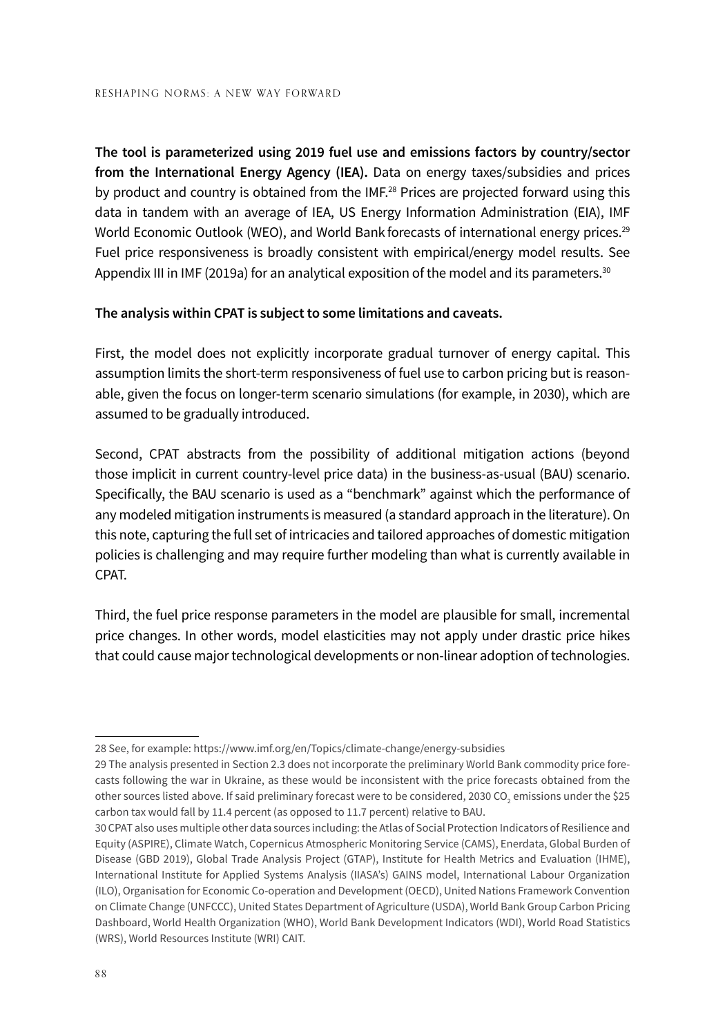**The tool is parameterized using 2019 fuel use and emissions factors by country/sector from the International Energy Agency (IEA).** Data on energy taxes/subsidies and prices by product and country is obtained from the IMF.[28] Prices are projected forward using this data in tandem with an average of IEA, US Energy Information Administration (EIA), IMF World Economic Outlook (WEO), and World Bank forecasts of international energy prices.[29] Fuel price responsiveness is broadly consistent with empirical/energy model results. See Appendix III in IMF (2019a) for an analytical exposition of the model and its parameters.[30]

**The analysis within CPAT is subject to some limitations and caveats.**

First, the model does not explicitly incorporate gradual turnover of energy capital. This assumption limits the short-term responsiveness of fuel use to carbon pricing but is reasonable, given the focus on longer-term scenario simulations (for example, in 2030), which are assumed to be gradually introduced.

Second, CPAT abstracts from the possibility of additional mitigation actions (beyond those implicit in current country-level price data) in the business-as-usual (BAU) scenario. Specifically, the BAU scenario is used as a "benchmark" against which the performance of any modeled mitigation instruments is measured (a standard approach in the literature). On this note, capturing the full set of intricacies and tailored approaches of domestic mitigation policies is challenging and may require further modeling than what is currently available in CPAT.

Third, the fuel price response parameters in the model are plausible for small, incremental price changes. In other words, model elasticities may not apply under drastic price hikes that could cause major technological developments or non-linear adoption of technologies.

---

28 See, for example: https://www.imf.org/en/Topics/climate-change/energy-subsidies

29 The analysis presented in Section 2.3 does not incorporate the preliminary World Bank commodity price forecasts following the war in Ukraine, as these would be inconsistent with the price forecasts obtained from the other sources listed above. If said preliminary forecast were to be considered, 2030 $CO_2$ emissions under the $25 carbon tax would fall by 11.4 percent (as opposed to 11.7 percent) relative to BAU.

30 CPAT also uses multiple other data sources including: the Atlas of Social Protection Indicators of Resilience and Equity (ASPIRE), Climate Watch, Copernicus Atmospheric Monitoring Service (CAMS), Enerdata, Global Burden of Disease (GBD 2019), Global Trade Analysis Project (GTAP), Institute for Health Metrics and Evaluation (IHME), International Institute for Applied Systems Analysis (IIASA's) GAINS model, International Labour Organization (ILO), Organisation for Economic Co-operation and Development (OECD), United Nations Framework Convention on Climate Change (UNFCCC), United States Department of Agriculture (USDA), World Bank Group Carbon Pricing Dashboard, World Health Organization (WHO), World Bank Development Indicators (WDI), World Road Statistics (WRS), World Resources Institute (WRI) CAIT.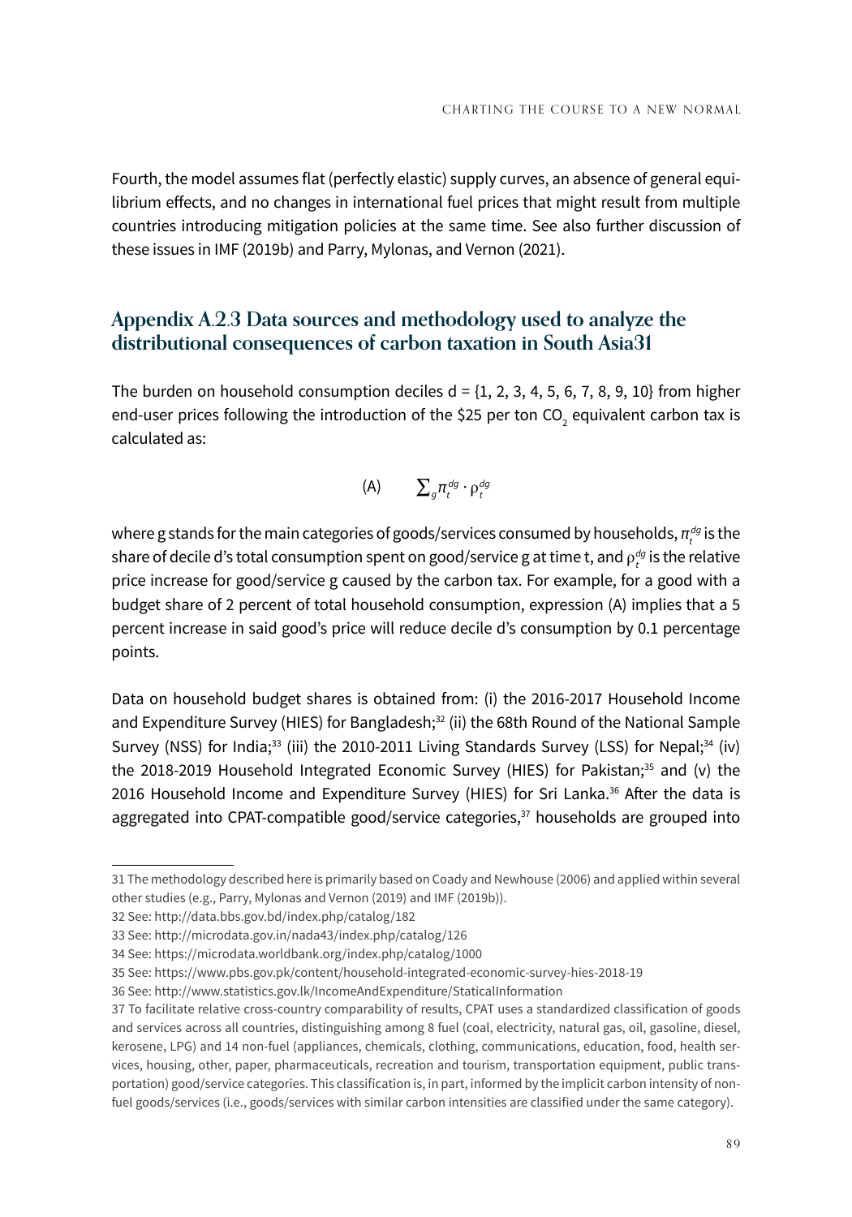Fourth, the model assumes flat (perfectly elastic) supply curves, an absence of general equilibrium effects, and no changes in international fuel prices that might result from multiple countries introducing mitigation policies at the same time. See also further discussion of these issues in IMF (2019b) and Parry, Mylonas, and Vernon (2021).

## Appendix A.2.3 Data sources and methodology used to analyze the distributional consequences of carbon taxation in South Asia[31]

The burden on household consumption deciles d = {1, 2, 3, 4, 5, 6, 7, 8, 9, 10} from higher end-user prices following the introduction of the $25 per ton $CO_2$ equivalent carbon tax is calculated as:

$$\text{(A)} \qquad \sum_g \pi_t^{dg} \cdot \rho_t^{dg}$$

where g stands for the main categories of goods/services consumed by households, $\pi_t^{dg}$ is the share of decile d's total consumption spent on good/service g at time t, and $\rho_t^{dg}$ is the relative price increase for good/service g caused by the carbon tax. For example, for a good with a budget share of 2 percent of total household consumption, expression (A) implies that a 5 percent increase in said good's price will reduce decile d's consumption by 0.1 percentage points.

Data on household budget shares is obtained from: (i) the 2016-2017 Household Income and Expenditure Survey (HIES) for Bangladesh;[32] (ii) the 68th Round of the National Sample Survey (NSS) for India;[33] (iii) the 2010-2011 Living Standards Survey (LSS) for Nepal;[34] (iv) the 2018-2019 Household Integrated Economic Survey (HIES) for Pakistan;[35] and (v) the 2016 Household Income and Expenditure Survey (HIES) for Sri Lanka.[36] After the data is aggregated into CPAT-compatible good/service categories,[37] households are grouped into

---

31 The methodology described here is primarily based on Coady and Newhouse (2006) and applied within several other studies (e.g., Parry, Mylonas and Vernon (2019) and IMF (2019b)).

32 See: http://data.bbs.gov.bd/index.php/catalog/182

33 See: http://microdata.gov.in/nada43/index.php/catalog/126

34 See: https://microdata.worldbank.org/index.php/catalog/1000

35 See: https://www.pbs.gov.pk/content/household-integrated-economic-survey-hies-2018-19

36 See: http://www.statistics.gov.lk/IncomeAndExpenditure/StaticalInformation

37 To facilitate relative cross-country comparability of results, CPAT uses a standardized classification of goods and services across all countries, distinguishing among 8 fuel (coal, electricity, natural gas, oil, gasoline, diesel, kerosene, LPG) and 14 non-fuel (appliances, chemicals, clothing, communications, education, food, health services, housing, other, paper, pharmaceuticals, recreation and tourism, transportation equipment, public transportation) good/service categories. This classification is, in part, informed by the implicit carbon intensity of non-fuel goods/services (i.e., goods/services with similar carbon intensities are classified under the same category).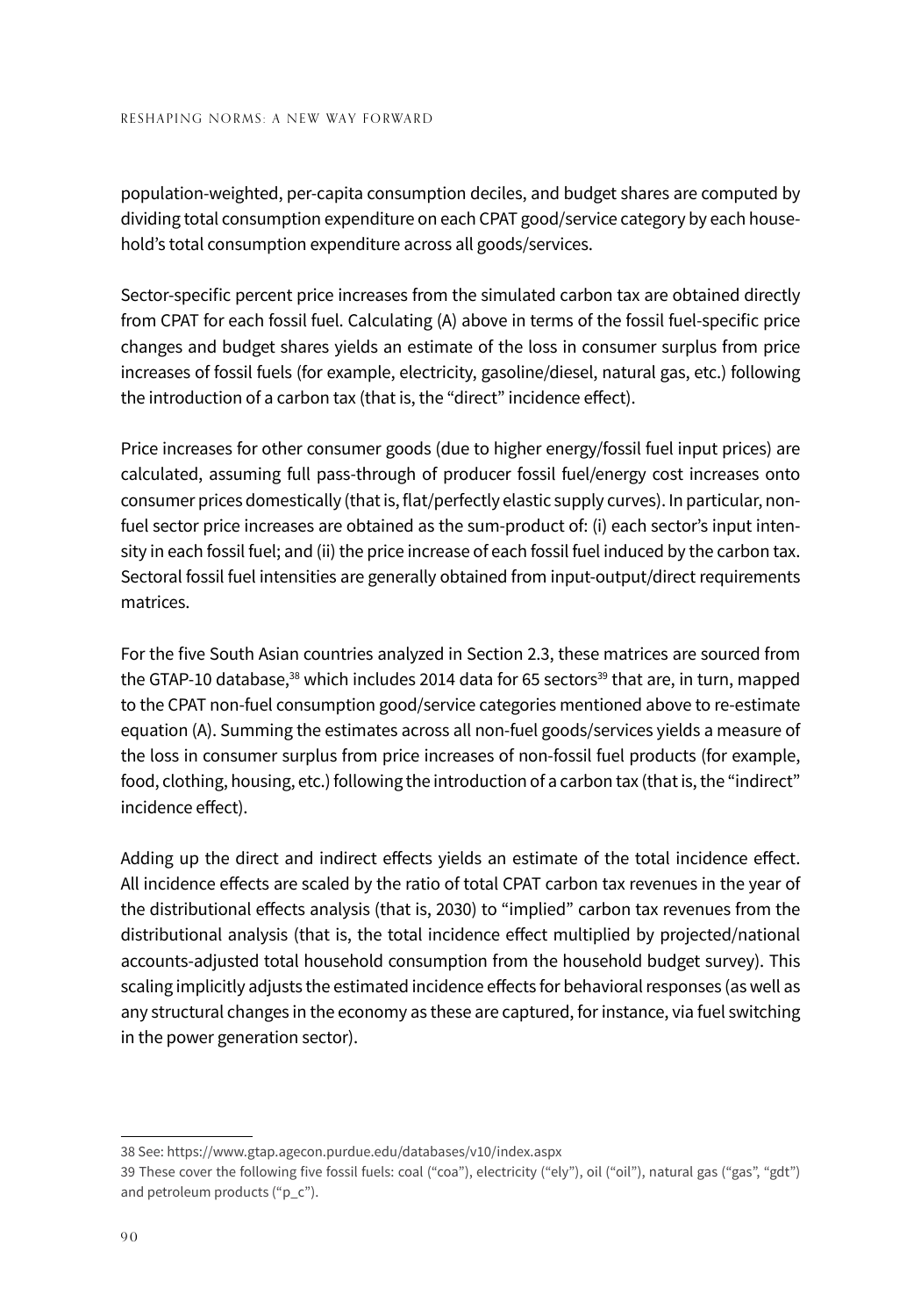population-weighted, per-capita consumption deciles, and budget shares are computed by dividing total consumption expenditure on each CPAT good/service category by each household's total consumption expenditure across all goods/services.

Sector-specific percent price increases from the simulated carbon tax are obtained directly from CPAT for each fossil fuel. Calculating (A) above in terms of the fossil fuel-specific price changes and budget shares yields an estimate of the loss in consumer surplus from price increases of fossil fuels (for example, electricity, gasoline/diesel, natural gas, etc.) following the introduction of a carbon tax (that is, the "direct" incidence effect).

Price increases for other consumer goods (due to higher energy/fossil fuel input prices) are calculated, assuming full pass-through of producer fossil fuel/energy cost increases onto consumer prices domestically (that is, flat/perfectly elastic supply curves). In particular, non-fuel sector price increases are obtained as the sum-product of: (i) each sector's input intensity in each fossil fuel; and (ii) the price increase of each fossil fuel induced by the carbon tax. Sectoral fossil fuel intensities are generally obtained from input-output/direct requirements matrices.

For the five South Asian countries analyzed in Section 2.3, these matrices are sourced from the GTAP-10 database,[38] which includes 2014 data for 65 sectors[39] that are, in turn, mapped to the CPAT non-fuel consumption good/service categories mentioned above to re-estimate equation (A). Summing the estimates across all non-fuel goods/services yields a measure of the loss in consumer surplus from price increases of non-fossil fuel products (for example, food, clothing, housing, etc.) following the introduction of a carbon tax (that is, the "indirect" incidence effect).

Adding up the direct and indirect effects yields an estimate of the total incidence effect. All incidence effects are scaled by the ratio of total CPAT carbon tax revenues in the year of the distributional effects analysis (that is, 2030) to "implied" carbon tax revenues from the distributional analysis (that is, the total incidence effect multiplied by projected/national accounts-adjusted total household consumption from the household budget survey). This scaling implicitly adjusts the estimated incidence effects for behavioral responses (as well as any structural changes in the economy as these are captured, for instance, via fuel switching in the power generation sector).

---

38 See: https://www.gtap.agecon.purdue.edu/databases/v10/index.aspx

39 These cover the following five fossil fuels: coal ("coa"), electricity ("ely"), oil ("oil"), natural gas ("gas", "gdt") and petroleum products ("p_c").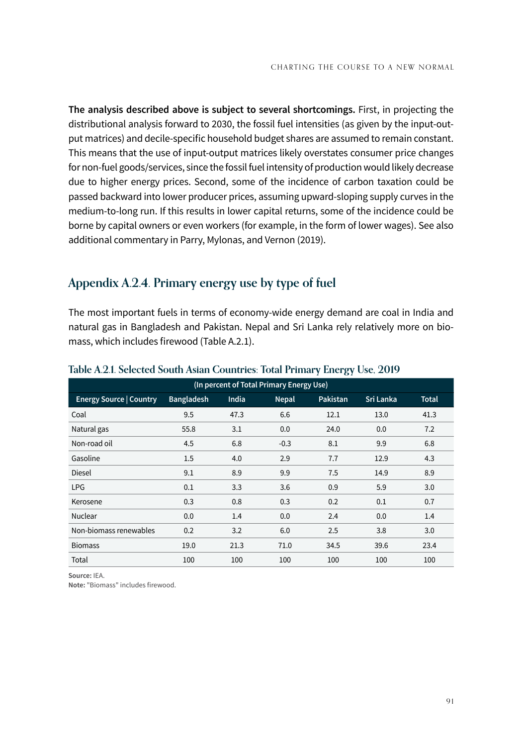**The analysis described above is subject to several shortcomings.** First, in projecting the distributional analysis forward to 2030, the fossil fuel intensities (as given by the input-output matrices) and decile-specific household budget shares are assumed to remain constant. This means that the use of input-output matrices likely overstates consumer price changes for non-fuel goods/services, since the fossil fuel intensity of production would likely decrease due to higher energy prices. Second, some of the incidence of carbon taxation could be passed backward into lower producer prices, assuming upward-sloping supply curves in the medium-to-long run. If this results in lower capital returns, some of the incidence could be borne by capital owners or even workers (for example, in the form of lower wages). See also additional commentary in Parry, Mylonas, and Vernon (2019).

## Appendix A.2.4. Primary energy use by type of fuel

The most important fuels in terms of economy-wide energy demand are coal in India and natural gas in Bangladesh and Pakistan. Nepal and Sri Lanka rely relatively more on biomass, which includes firewood (Table A.2.1).

**Table A.2.1. Selected South Asian Countries: Total Primary Energy Use, 2019**

(In percent of Total Primary Energy Use)

| Energy Source \| Country | Bangladesh | India | Nepal | Pakistan | Sri Lanka | Total |
|---|---|---|---|---|---|---|
| Coal | 9.5 | 47.3 | 6.6 | 12.1 | 13.0 | 41.3 |
| Natural gas | 55.8 | 3.1 | 0.0 | 24.0 | 0.0 | 7.2 |
| Non-road oil | 4.5 | 6.8 | -0.3 | 8.1 | 9.9 | 6.8 |
| Gasoline | 1.5 | 4.0 | 2.9 | 7.7 | 12.9 | 4.3 |
| Diesel | 9.1 | 8.9 | 9.9 | 7.5 | 14.9 | 8.9 |
| LPG | 0.1 | 3.3 | 3.6 | 0.9 | 5.9 | 3.0 |
| Kerosene | 0.3 | 0.8 | 0.3 | 0.2 | 0.1 | 0.7 |
| Nuclear | 0.0 | 1.4 | 0.0 | 2.4 | 0.0 | 1.4 |
| Non-biomass renewables | 0.2 | 3.2 | 6.0 | 2.5 | 3.8 | 3.0 |
| Biomass | 19.0 | 21.3 | 71.0 | 34.5 | 39.6 | 23.4 |
| Total | 100 | 100 | 100 | 100 | 100 | 100 |

**Source:** IEA.
**Note:** "Biomass" includes firewood.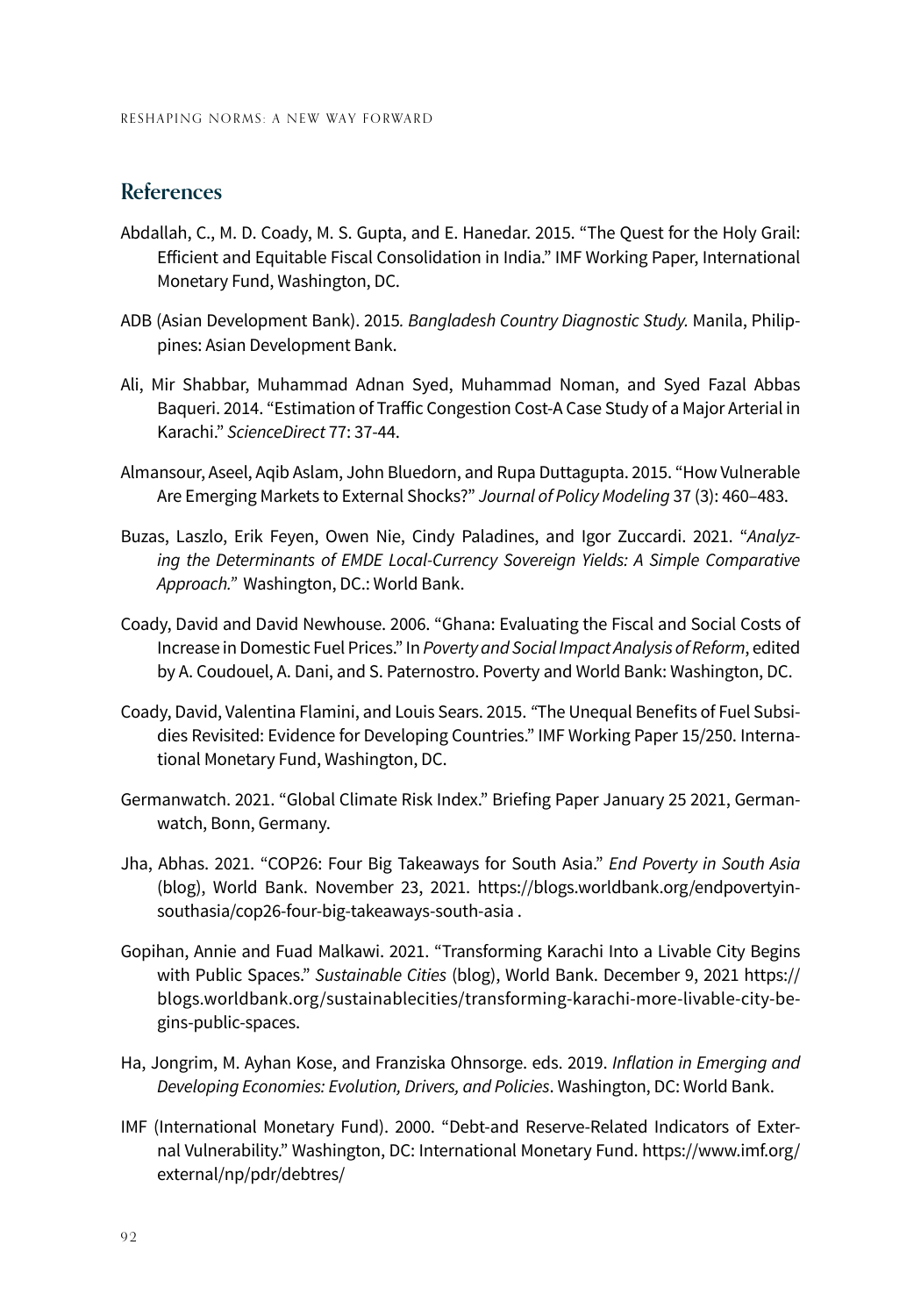## References

Abdallah, C., M. D. Coady, M. S. Gupta, and E. Hanedar. 2015. "The Quest for the Holy Grail: Efficient and Equitable Fiscal Consolidation in India." IMF Working Paper, International Monetary Fund, Washington, DC.

ADB (Asian Development Bank). 2015*. Bangladesh Country Diagnostic Study.* Manila, Philippines: Asian Development Bank.

Ali, Mir Shabbar, Muhammad Adnan Syed, Muhammad Noman, and Syed Fazal Abbas Baqueri. 2014. "Estimation of Traffic Congestion Cost-A Case Study of a Major Arterial in Karachi." *ScienceDirect* 77: 37-44.

Almansour, Aseel, Aqib Aslam, John Bluedorn, and Rupa Duttagupta. 2015. "How Vulnerable Are Emerging Markets to External Shocks?" *Journal of Policy Modeling* 37 (3): 460–483.

Buzas, Laszlo, Erik Feyen, Owen Nie, Cindy Paladines, and Igor Zuccardi. 2021. "*Analyzing the Determinants of EMDE Local-Currency Sovereign Yields: A Simple Comparative Approach.*" Washington, DC.: World Bank.

Coady, David and David Newhouse. 2006. "Ghana: Evaluating the Fiscal and Social Costs of Increase in Domestic Fuel Prices." In *Poverty and Social Impact Analysis of Reform*, edited by A. Coudouel, A. Dani, and S. Paternostro. Poverty and World Bank: Washington, DC.

Coady, David, Valentina Flamini, and Louis Sears. 2015. "The Unequal Benefits of Fuel Subsidies Revisited: Evidence for Developing Countries." IMF Working Paper 15/250. International Monetary Fund, Washington, DC.

Germanwatch. 2021. "Global Climate Risk Index." Briefing Paper January 25 2021, Germanwatch, Bonn, Germany.

Jha, Abhas. 2021. "COP26: Four Big Takeaways for South Asia." *End Poverty in South Asia* (blog), World Bank. November 23, 2021. https://blogs.worldbank.org/endpovertyinsouthasia/cop26-four-big-takeaways-south-asia .

Gopihan, Annie and Fuad Malkawi. 2021. "Transforming Karachi Into a Livable City Begins with Public Spaces." *Sustainable Cities* (blog), World Bank. December 9, 2021 https://blogs.worldbank.org/sustainablecities/transforming-karachi-more-livable-city-begins-public-spaces.

Ha, Jongrim, M. Ayhan Kose, and Franziska Ohnsorge. eds. 2019. *Inflation in Emerging and Developing Economies: Evolution, Drivers, and Policies*. Washington, DC: World Bank.

IMF (International Monetary Fund). 2000. "Debt-and Reserve-Related Indicators of External Vulnerability." Washington, DC: International Monetary Fund. https://www.imf.org/external/np/pdr/debtres/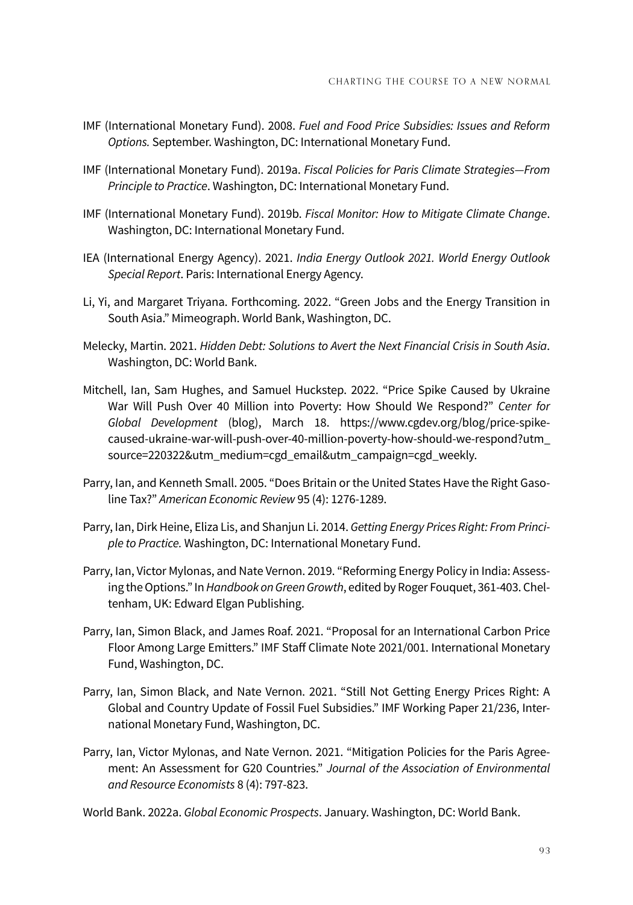IMF (International Monetary Fund). 2008. *Fuel and Food Price Subsidies: Issues and Reform Options.* September. Washington, DC: International Monetary Fund.

IMF (International Monetary Fund). 2019a. *Fiscal Policies for Paris Climate Strategies—From Principle to Practice*. Washington, DC: International Monetary Fund.

IMF (International Monetary Fund). 2019b. *Fiscal Monitor: How to Mitigate Climate Change*. Washington, DC: International Monetary Fund.

IEA (International Energy Agency). 2021. *India Energy Outlook 2021. World Energy Outlook Special Report*. Paris: International Energy Agency.

Li, Yi, and Margaret Triyana. Forthcoming. 2022. "Green Jobs and the Energy Transition in South Asia." Mimeograph. World Bank, Washington, DC.

Melecky, Martin. 2021. *Hidden Debt: Solutions to Avert the Next Financial Crisis in South Asia*. Washington, DC: World Bank.

Mitchell, Ian, Sam Hughes, and Samuel Huckstep. 2022. "Price Spike Caused by Ukraine War Will Push Over 40 Million into Poverty: How Should We Respond?" *Center for Global Development* (blog), March 18. https://www.cgdev.org/blog/price-spike-caused-ukraine-war-will-push-over-40-million-poverty-how-should-we-respond?utm_source=220322&utm_medium=cgd_email&utm_campaign=cgd_weekly.

Parry, Ian, and Kenneth Small. 2005. "Does Britain or the United States Have the Right Gasoline Tax?" *American Economic Review* 95 (4): 1276-1289.

Parry, Ian, Dirk Heine, Eliza Lis, and Shanjun Li. 2014. *Getting Energy Prices Right: From Principle to Practice.* Washington, DC: International Monetary Fund.

Parry, Ian, Victor Mylonas, and Nate Vernon. 2019. "Reforming Energy Policy in India: Assessing the Options." In *Handbook on Green Growth*, edited by Roger Fouquet, 361-403. Cheltenham, UK: Edward Elgan Publishing.

Parry, Ian, Simon Black, and James Roaf. 2021. "Proposal for an International Carbon Price Floor Among Large Emitters." IMF Staff Climate Note 2021/001. International Monetary Fund, Washington, DC.

Parry, Ian, Simon Black, and Nate Vernon. 2021. "Still Not Getting Energy Prices Right: A Global and Country Update of Fossil Fuel Subsidies." IMF Working Paper 21/236, International Monetary Fund, Washington, DC.

Parry, Ian, Victor Mylonas, and Nate Vernon. 2021. "Mitigation Policies for the Paris Agreement: An Assessment for G20 Countries." *Journal of the Association of Environmental and Resource Economists* 8 (4): 797-823.

World Bank. 2022a. *Global Economic Prospects*. January. Washington, DC: World Bank.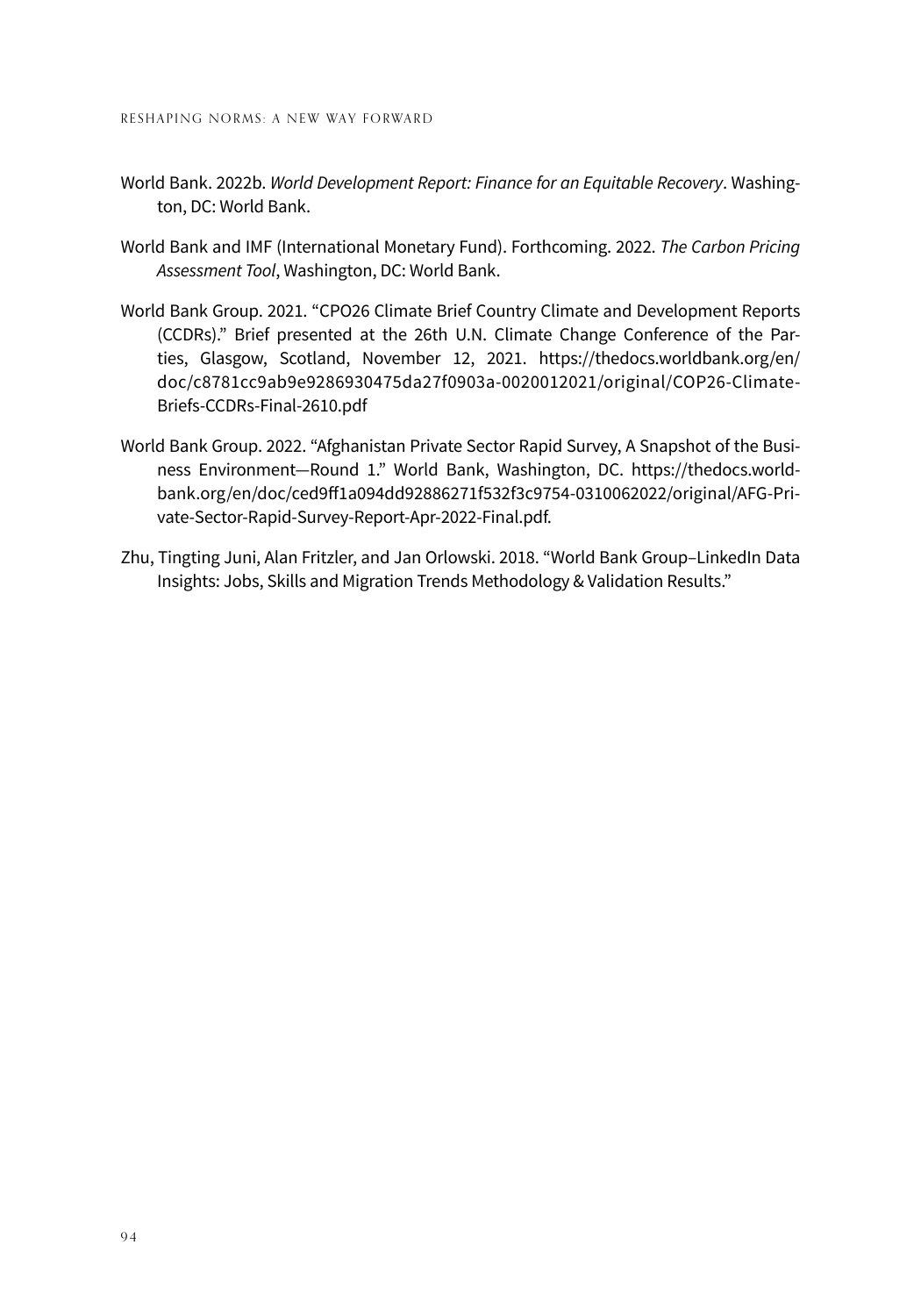World Bank. 2022b. *World Development Report: Finance for an Equitable Recovery*. Washington, DC: World Bank.

World Bank and IMF (International Monetary Fund). Forthcoming. 2022. *The Carbon Pricing Assessment Tool*, Washington, DC: World Bank.

World Bank Group. 2021. "CPO26 Climate Brief Country Climate and Development Reports (CCDRs)." Brief presented at the 26th U.N. Climate Change Conference of the Parties, Glasgow, Scotland, November 12, 2021. https://thedocs.worldbank.org/en/doc/c8781cc9ab9e9286930475da27f0903a-0020012021/original/COP26-Climate-Briefs-CCDRs-Final-2610.pdf

World Bank Group. 2022. "Afghanistan Private Sector Rapid Survey, A Snapshot of the Business Environment—Round 1." World Bank, Washington, DC. https://thedocs.worldbank.org/en/doc/ced9ff1a094dd92886271f532f3c9754-0310062022/original/AFG-Private-Sector-Rapid-Survey-Report-Apr-2022-Final.pdf.

Zhu, Tingting Juni, Alan Fritzler, and Jan Orlowski. 2018. "World Bank Group–LinkedIn Data Insights: Jobs, Skills and Migration Trends Methodology & Validation Results."